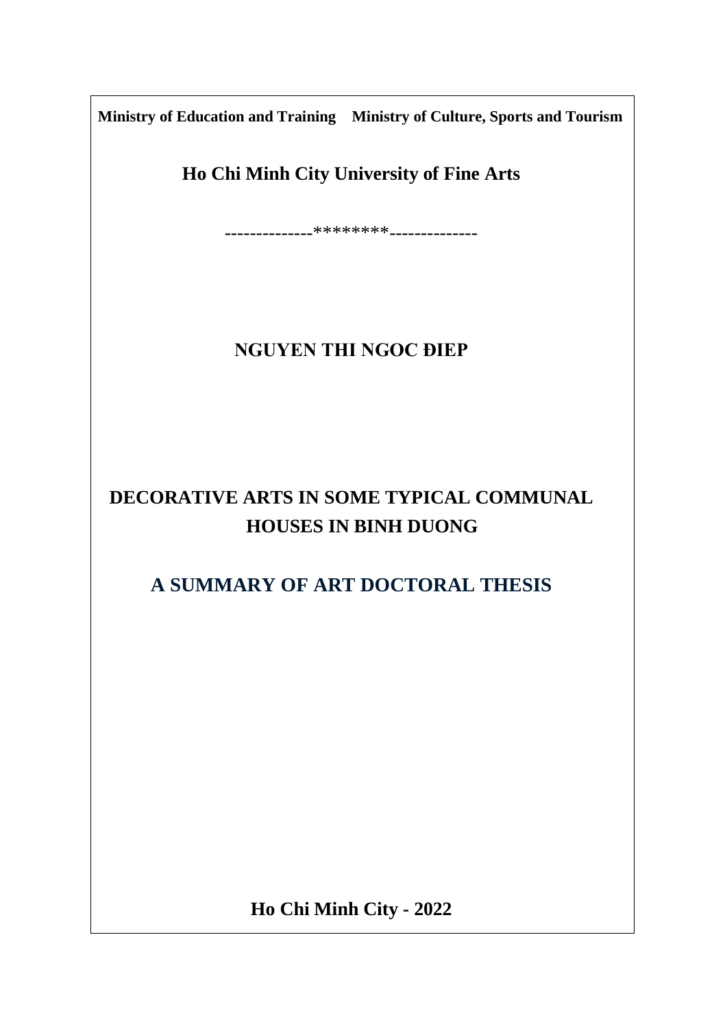**Ministry of Education and Training    Ministry of Culture, Sports and Tourism**

**Ho Chi Minh City University of Fine Arts**

--------------********--------------

**NGUYEN THI NGOC ĐIEP**

# DECORATIVE ARTS IN SOME TYPICAL COMMUNAL HOUSES IN BINH DUONG

## A SUMMARY OF ART DOCTORAL THESIS

**Ho Chi Minh City - 2022**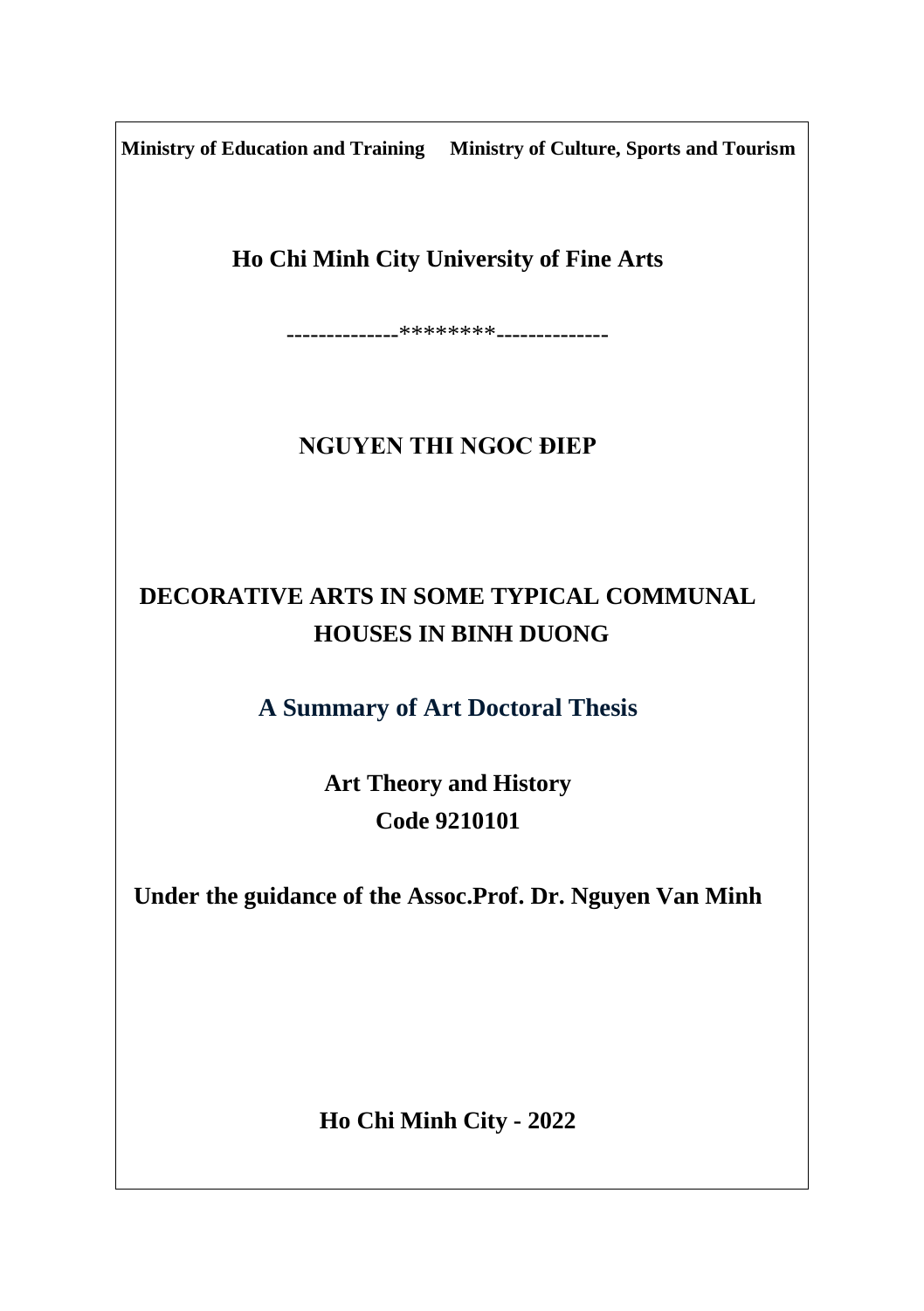**Ministry of Education and Training Ministry of Culture, Sports and Tourism**

**Ho Chi Minh City University of Fine Arts**

--------------********--------------

**NGUYEN THI NGOC ĐIEP**

# DECORATIVE ARTS IN SOME TYPICAL COMMUNAL HOUSES IN BINH DUONG

## A Summary of Art Doctoral Thesis

**Art Theory and History**
**Code 9210101**

**Under the guidance of the Assoc.Prof. Dr. Nguyen Van Minh**

**Ho Chi Minh City - 2022**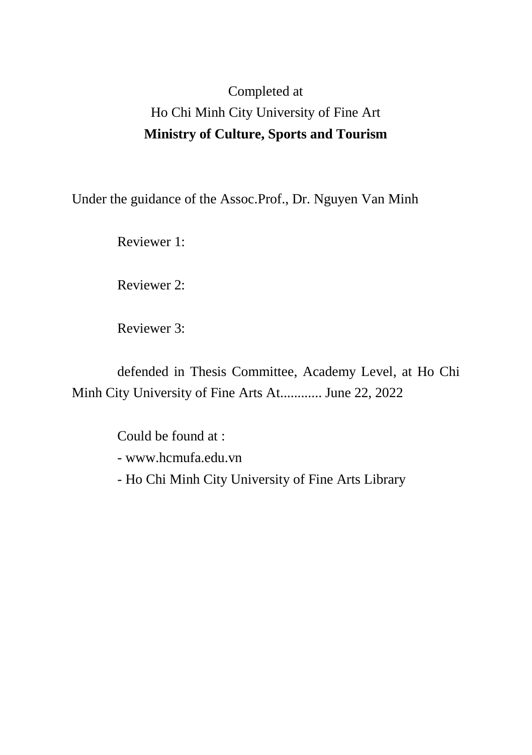Completed at

Ho Chi Minh City University of Fine Art

**Ministry of Culture, Sports and Tourism**

Under the guidance of the Assoc.Prof., Dr. Nguyen Van Minh

Reviewer 1:

Reviewer 2:

Reviewer 3:

defended in Thesis Committee, Academy Level, at Ho Chi Minh City University of Fine Arts At............ June 22, 2022

Could be found at :

- www.hcmufa.edu.vn
- Ho Chi Minh City University of Fine Arts Library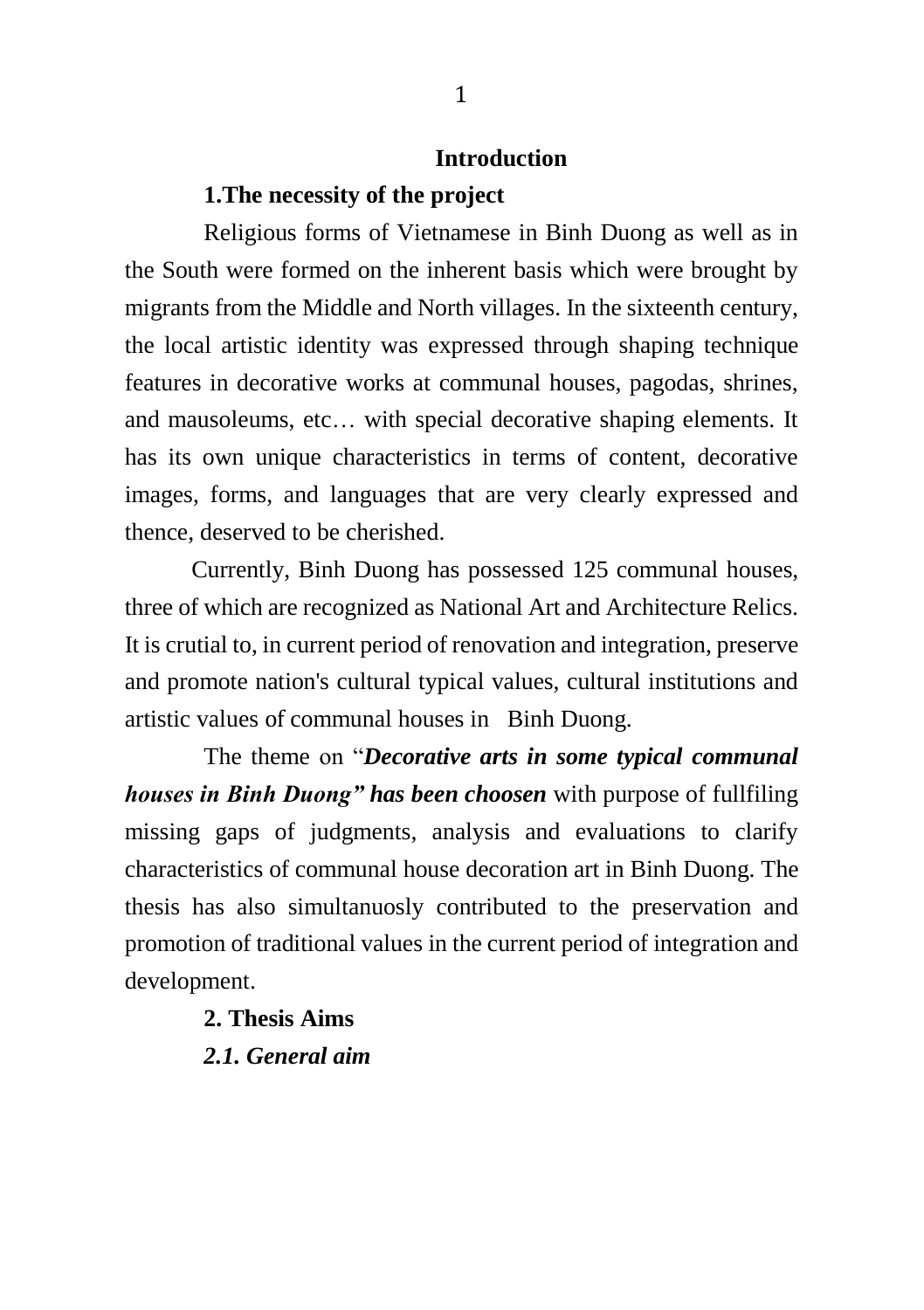# Introduction

## 1.The necessity of the project

Religious forms of Vietnamese in Binh Duong as well as in the South were formed on the inherent basis which were brought by migrants from the Middle and North villages. In the sixteenth century, the local artistic identity was expressed through shaping technique features in decorative works at communal houses, pagodas, shrines, and mausoleums, etc… with special decorative shaping elements. It has its own unique characteristics in terms of content, decorative images, forms, and languages that are very clearly expressed and thence, deserved to be cherished.

Currently, Binh Duong has possessed 125 communal houses, three of which are recognized as National Art and Architecture Relics. It is crutial to, in current period of renovation and integration, preserve and promote nation's cultural typical values, cultural institutions and artistic values of communal houses in Binh Duong.

The theme on "***Decorative arts in some typical communal houses in Binh Duong" has been choosen*** with purpose of fullfiling missing gaps of judgments, analysis and evaluations to clarify characteristics of communal house decoration art in Binh Duong. The thesis has also simultanuosly contributed to the preservation and promotion of traditional values in the current period of integration and development.

## 2. Thesis Aims

### *2.1. General aim*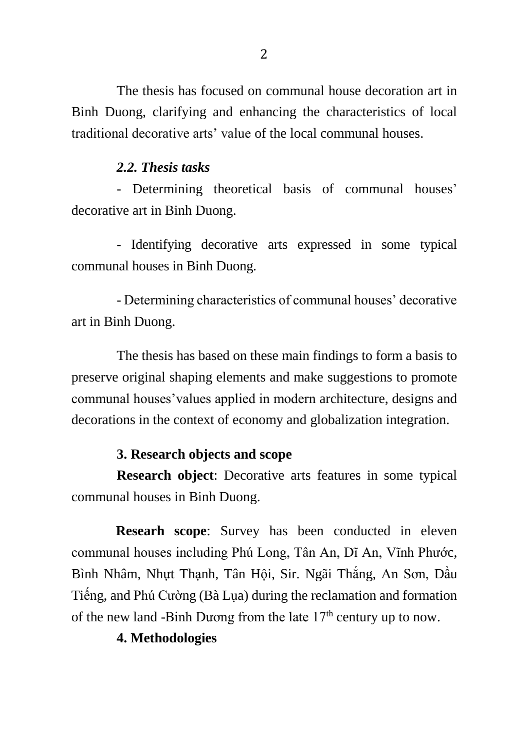The thesis has focused on communal house decoration art in Binh Duong, clarifying and enhancing the characteristics of local traditional decorative arts' value of the local communal houses.

### *2.2. Thesis tasks*

- Determining theoretical basis of communal houses' decorative art in Binh Duong.

- Identifying decorative arts expressed in some typical communal houses in Binh Duong.

- Determining characteristics of communal houses' decorative art in Binh Duong.

The thesis has based on these main findings to form a basis to preserve original shaping elements and make suggestions to promote communal houses'values applied in modern architecture, designs and decorations in the context of economy and globalization integration.

## 3. Research objects and scope

**Research object**: Decorative arts features in some typical communal houses in Binh Duong.

**Researh scope**: Survey has been conducted in eleven communal houses including Phú Long, Tân An, Dĩ An, Vĩnh Phước, Bình Nhâm, Nhựt Thạnh, Tân Hội, Sir. Ngãi Thắng, An Sơn, Dầu Tiếng, and Phú Cường (Bà Lụa) during the reclamation and formation of the new land -Binh Dương from the late $17^{th}$ century up to now.

## 4. Methodologies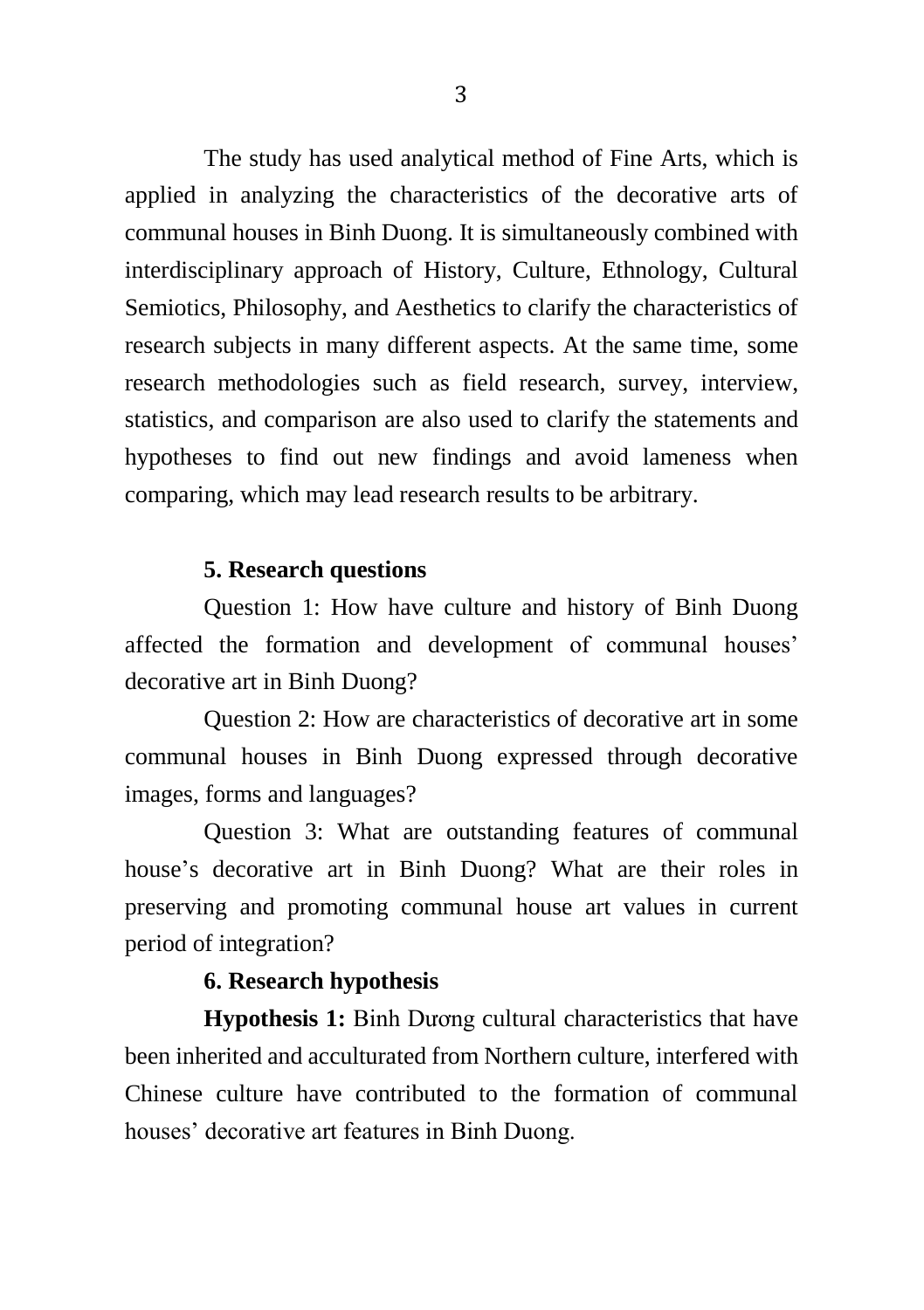The study has used analytical method of Fine Arts, which is applied in analyzing the characteristics of the decorative arts of communal houses in Binh Duong. It is simultaneously combined with interdisciplinary approach of History, Culture, Ethnology, Cultural Semiotics, Philosophy, and Aesthetics to clarify the characteristics of research subjects in many different aspects. At the same time, some research methodologies such as field research, survey, interview, statistics, and comparison are also used to clarify the statements and hypotheses to find out new findings and avoid lameness when comparing, which may lead research results to be arbitrary.

## 5. Research questions

Question 1: How have culture and history of Binh Duong affected the formation and development of communal houses' decorative art in Binh Duong?

Question 2: How are characteristics of decorative art in some communal houses in Binh Duong expressed through decorative images, forms and languages?

Question 3: What are outstanding features of communal house's decorative art in Binh Duong? What are their roles in preserving and promoting communal house art values in current period of integration?

## 6. Research hypothesis

**Hypothesis 1:** Binh Dương cultural characteristics that have been inherited and acculturated from Northern culture, interfered with Chinese culture have contributed to the formation of communal houses' decorative art features in Binh Duong.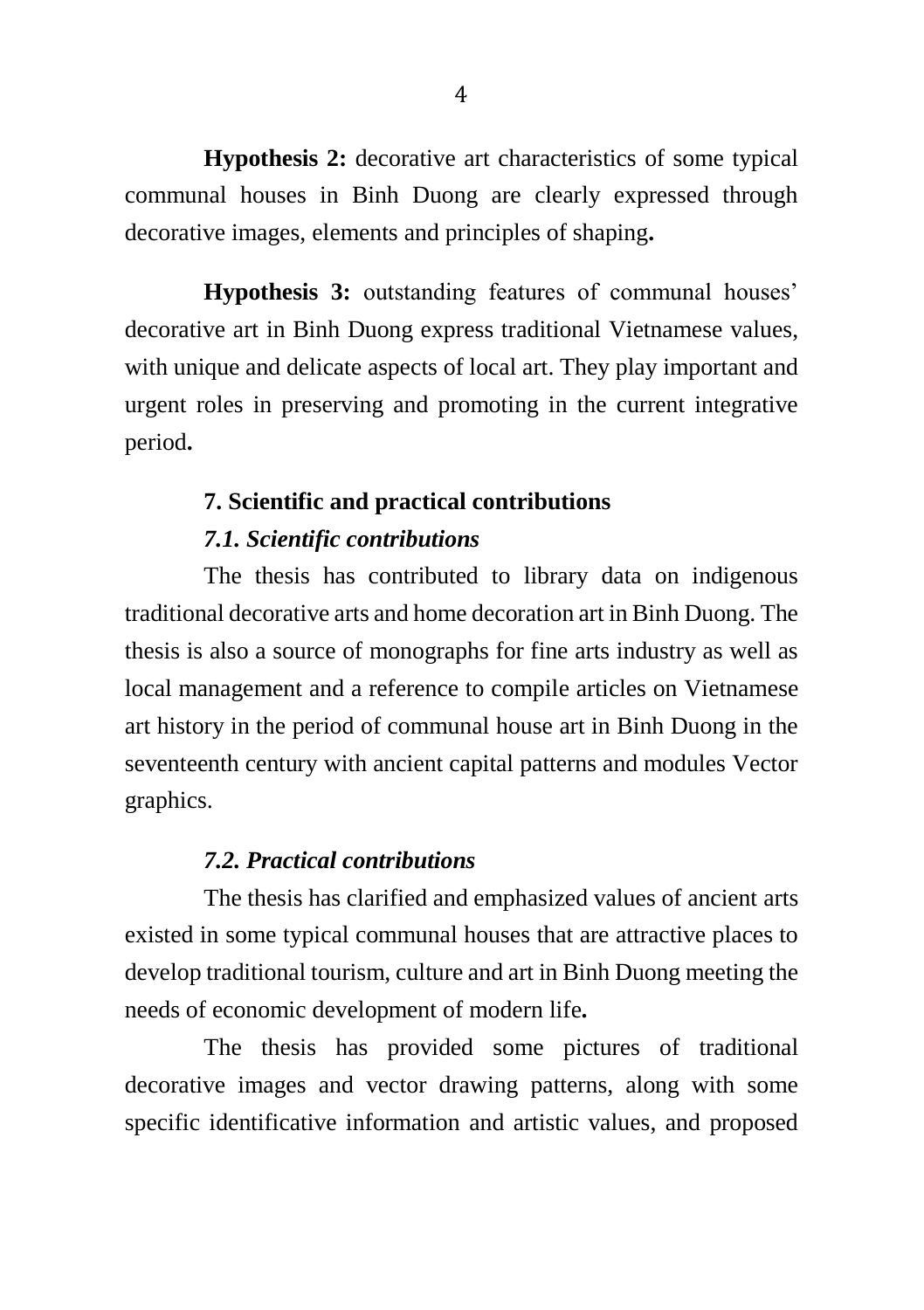**Hypothesis 2:** decorative art characteristics of some typical communal houses in Binh Duong are clearly expressed through decorative images, elements and principles of shaping**.**

**Hypothesis 3:** outstanding features of communal houses' decorative art in Binh Duong express traditional Vietnamese values, with unique and delicate aspects of local art. They play important and urgent roles in preserving and promoting in the current integrative period**.**

## 7. Scientific and practical contributions

### *7.1. Scientific contributions*

The thesis has contributed to library data on indigenous traditional decorative arts and home decoration art in Binh Duong. The thesis is also a source of monographs for fine arts industry as well as local management and a reference to compile articles on Vietnamese art history in the period of communal house art in Binh Duong in the seventeenth century with ancient capital patterns and modules Vector graphics.

### *7.2. Practical contributions*

The thesis has clarified and emphasized values of ancient arts existed in some typical communal houses that are attractive places to develop traditional tourism, culture and art in Binh Duong meeting the needs of economic development of modern life**.**

The thesis has provided some pictures of traditional decorative images and vector drawing patterns, along with some specific identificative information and artistic values, and proposed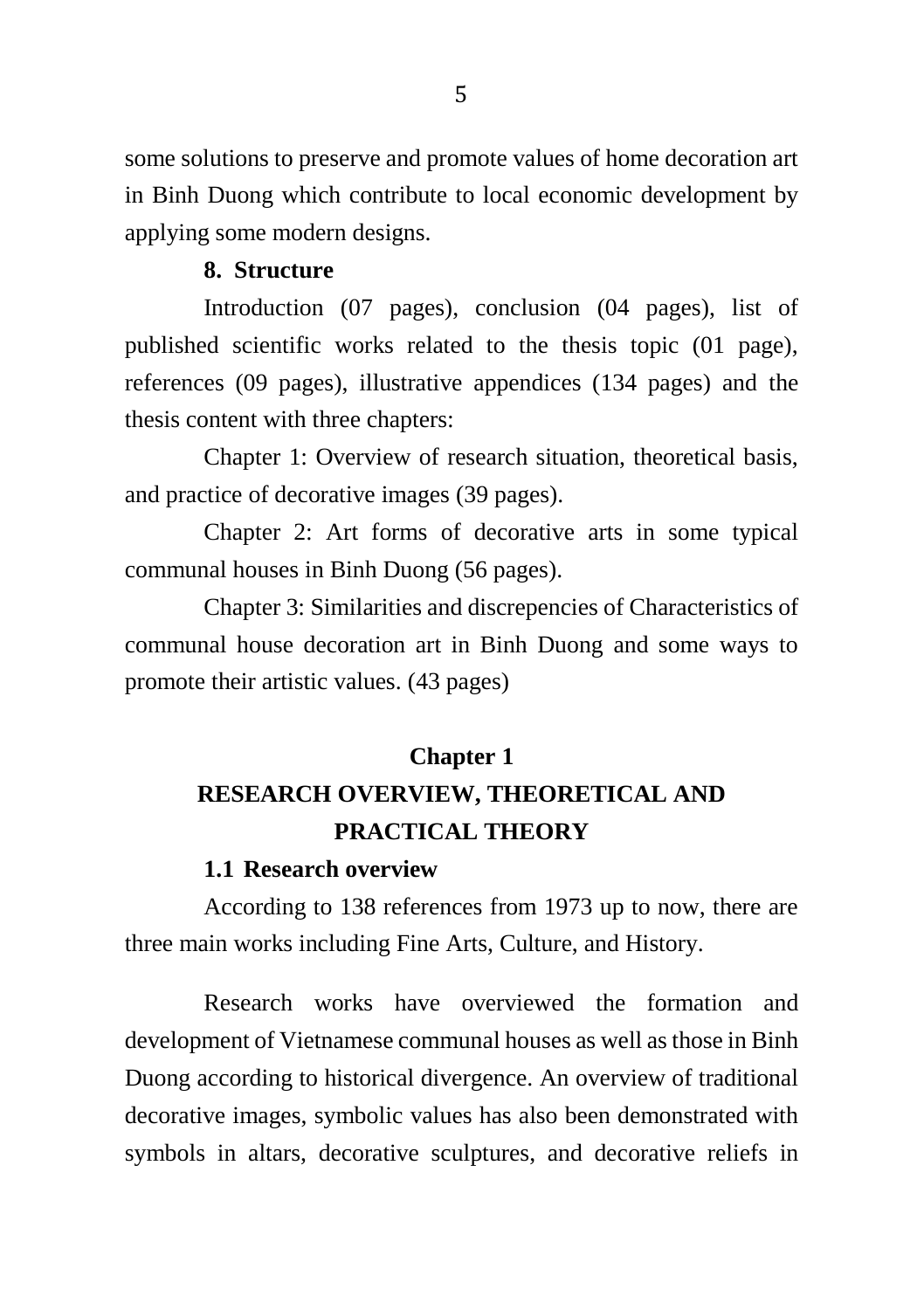some solutions to preserve and promote values of home decoration art in Binh Duong which contribute to local economic development by applying some modern designs.

### 8. Structure

Introduction (07 pages), conclusion (04 pages), list of published scientific works related to the thesis topic (01 page), references (09 pages), illustrative appendices (134 pages) and the thesis content with three chapters:

Chapter 1: Overview of research situation, theoretical basis, and practice of decorative images (39 pages).

Chapter 2: Art forms of decorative arts in some typical communal houses in Binh Duong (56 pages).

Chapter 3: Similarities and discrepencies of Characteristics of communal house decoration art in Binh Duong and some ways to promote their artistic values. (43 pages)

# Chapter 1
# RESEARCH OVERVIEW, THEORETICAL AND PRACTICAL THEORY

### 1.1 Research overview

According to 138 references from 1973 up to now, there are three main works including Fine Arts, Culture, and History.

Research works have overviewed the formation and development of Vietnamese communal houses as well as those in Binh Duong according to historical divergence. An overview of traditional decorative images, symbolic values has also been demonstrated with symbols in altars, decorative sculptures, and decorative reliefs in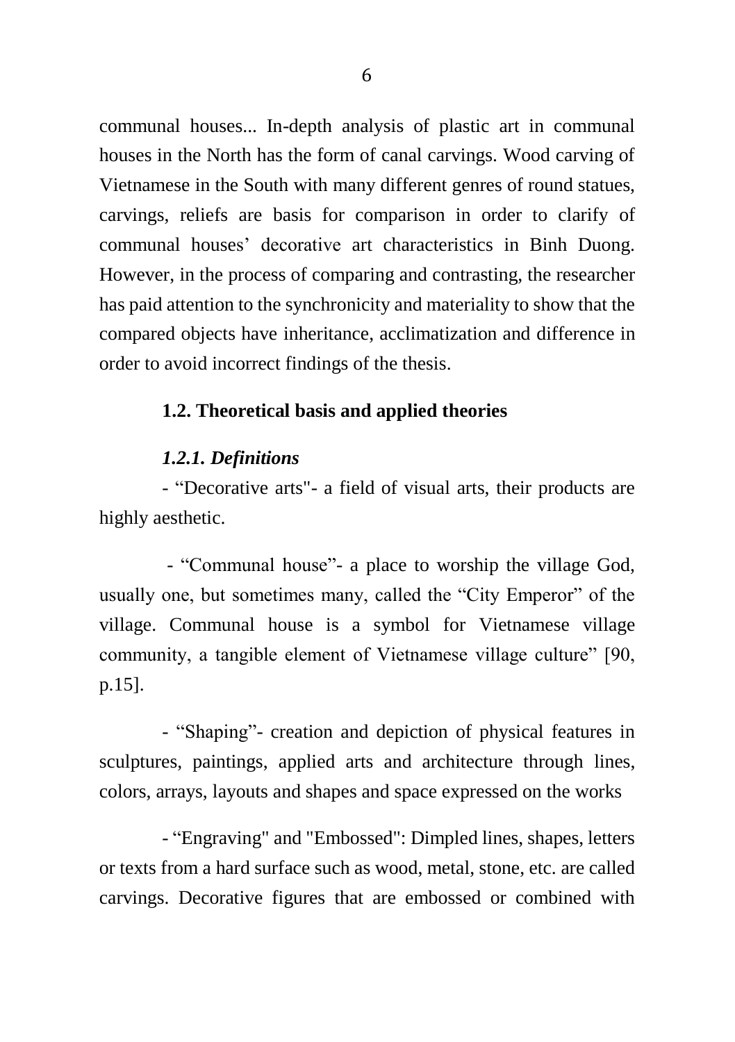communal houses... In-depth analysis of plastic art in communal houses in the North has the form of canal carvings. Wood carving of Vietnamese in the South with many different genres of round statues, carvings, reliefs are basis for comparison in order to clarify of communal houses' decorative art characteristics in Binh Duong. However, in the process of comparing and contrasting, the researcher has paid attention to the synchronicity and materiality to show that the compared objects have inheritance, acclimatization and difference in order to avoid incorrect findings of the thesis.

### 1.2. Theoretical basis and applied theories

#### *1.2.1. Definitions*

- "Decorative arts"- a field of visual arts, their products are highly aesthetic.

- "Communal house"- a place to worship the village God, usually one, but sometimes many, called the "City Emperor" of the village. Communal house is a symbol for Vietnamese village community, a tangible element of Vietnamese village culture" [90, p.15].

- "Shaping"- creation and depiction of physical features in sculptures, paintings, applied arts and architecture through lines, colors, arrays, layouts and shapes and space expressed on the works

- "Engraving" and "Embossed": Dimpled lines, shapes, letters or texts from a hard surface such as wood, metal, stone, etc. are called carvings. Decorative figures that are embossed or combined with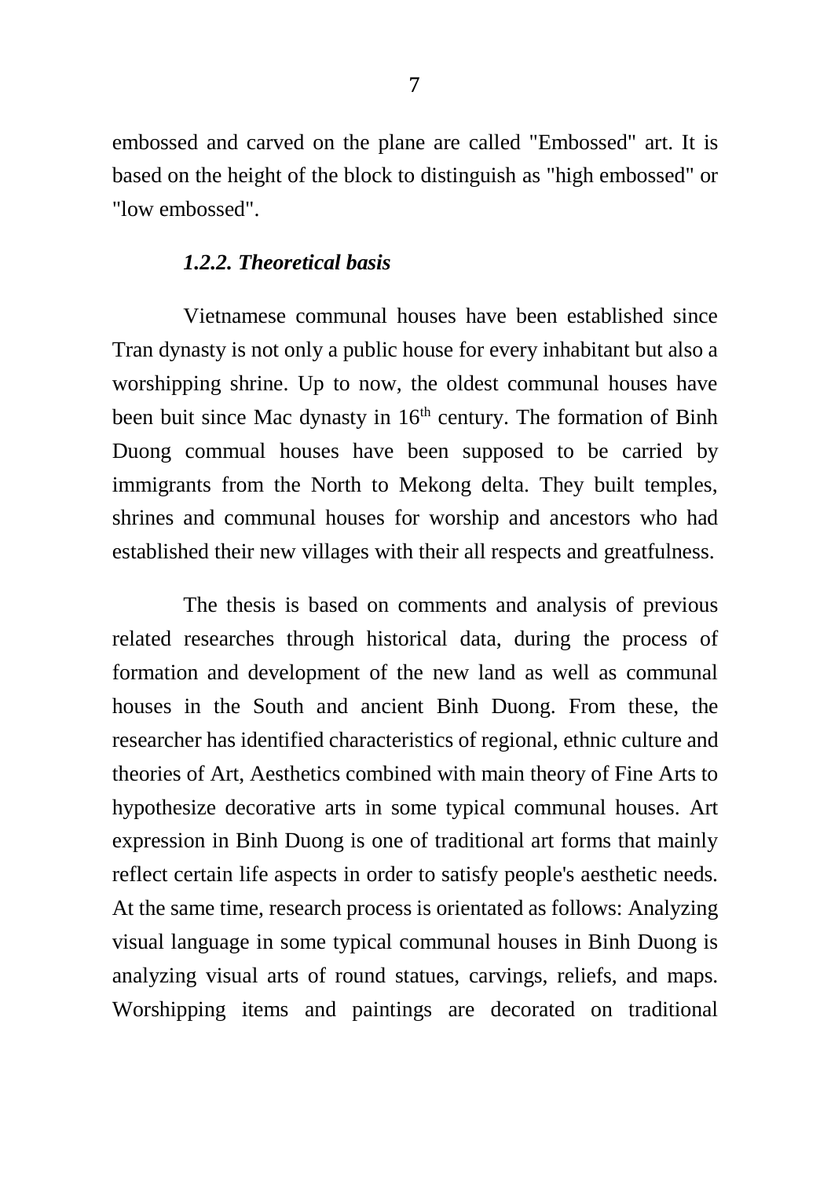embossed and carved on the plane are called "Embossed" art. It is based on the height of the block to distinguish as "high embossed" or "low embossed".

### *1.2.2. Theoretical basis*

Vietnamese communal houses have been established since Tran dynasty is not only a public house for every inhabitant but also a worshipping shrine. Up to now, the oldest communal houses have been buit since Mac dynasty in 16th century. The formation of Binh Duong commual houses have been supposed to be carried by immigrants from the North to Mekong delta. They built temples, shrines and communal houses for worship and ancestors who had established their new villages with their all respects and greatfulness.

The thesis is based on comments and analysis of previous related researches through historical data, during the process of formation and development of the new land as well as communal houses in the South and ancient Binh Duong. From these, the researcher has identified characteristics of regional, ethnic culture and theories of Art, Aesthetics combined with main theory of Fine Arts to hypothesize decorative arts in some typical communal houses. Art expression in Binh Duong is one of traditional art forms that mainly reflect certain life aspects in order to satisfy people's aesthetic needs. At the same time, research process is orientated as follows: Analyzing visual language in some typical communal houses in Binh Duong is analyzing visual arts of round statues, carvings, reliefs, and maps. Worshipping items and paintings are decorated on traditional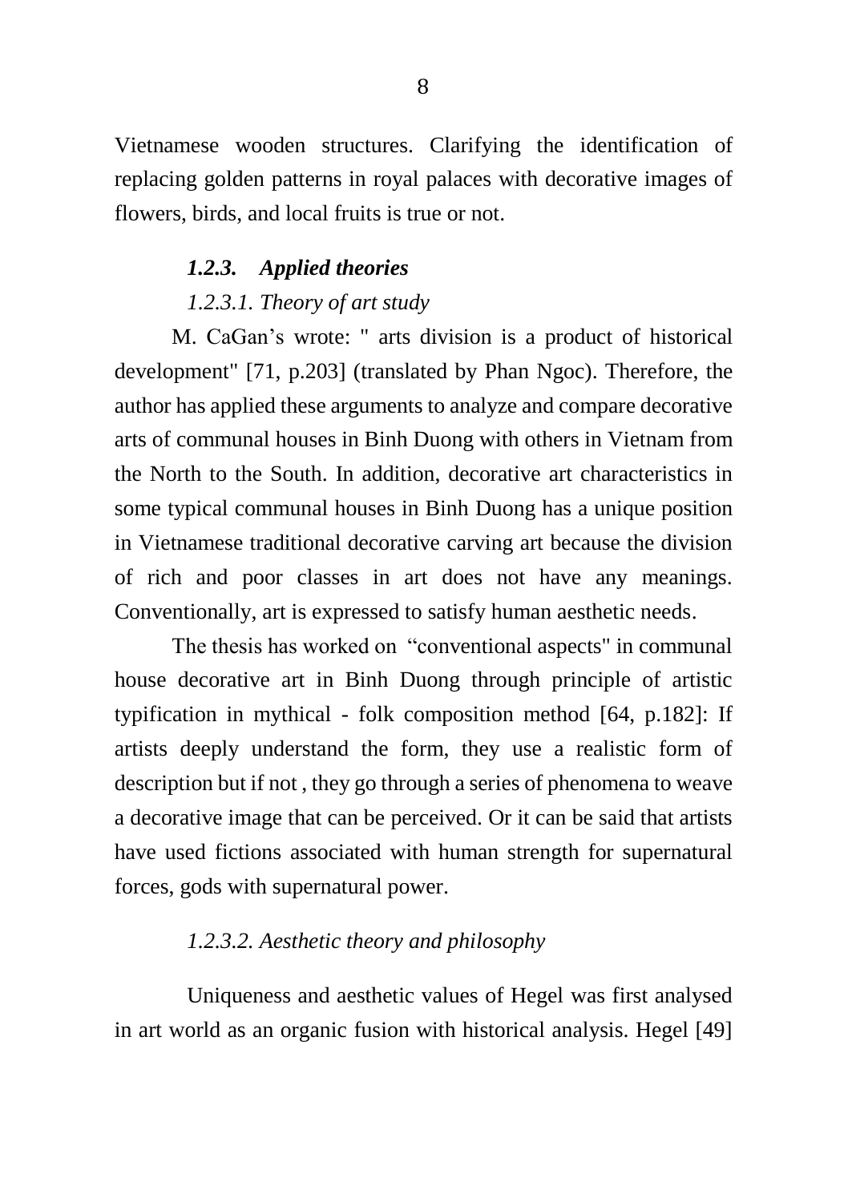Vietnamese wooden structures. Clarifying the identification of replacing golden patterns in royal palaces with decorative images of flowers, birds, and local fruits is true or not.

### *1.2.3. Applied theories*

#### *1.2.3.1. Theory of art study*

M. CaGan's wrote: " arts division is a product of historical development" [71, p.203] (translated by Phan Ngoc). Therefore, the author has applied these arguments to analyze and compare decorative arts of communal houses in Binh Duong with others in Vietnam from the North to the South. In addition, decorative art characteristics in some typical communal houses in Binh Duong has a unique position in Vietnamese traditional decorative carving art because the division of rich and poor classes in art does not have any meanings. Conventionally, art is expressed to satisfy human aesthetic needs.

The thesis has worked on "conventional aspects" in communal house decorative art in Binh Duong through principle of artistic typification in mythical - folk composition method [64, p.182]: If artists deeply understand the form, they use a realistic form of description but if not , they go through a series of phenomena to weave a decorative image that can be perceived. Or it can be said that artists have used fictions associated with human strength for supernatural forces, gods with supernatural power.

#### *1.2.3.2. Aesthetic theory and philosophy*

Uniqueness and aesthetic values of Hegel was first analysed in art world as an organic fusion with historical analysis. Hegel [49]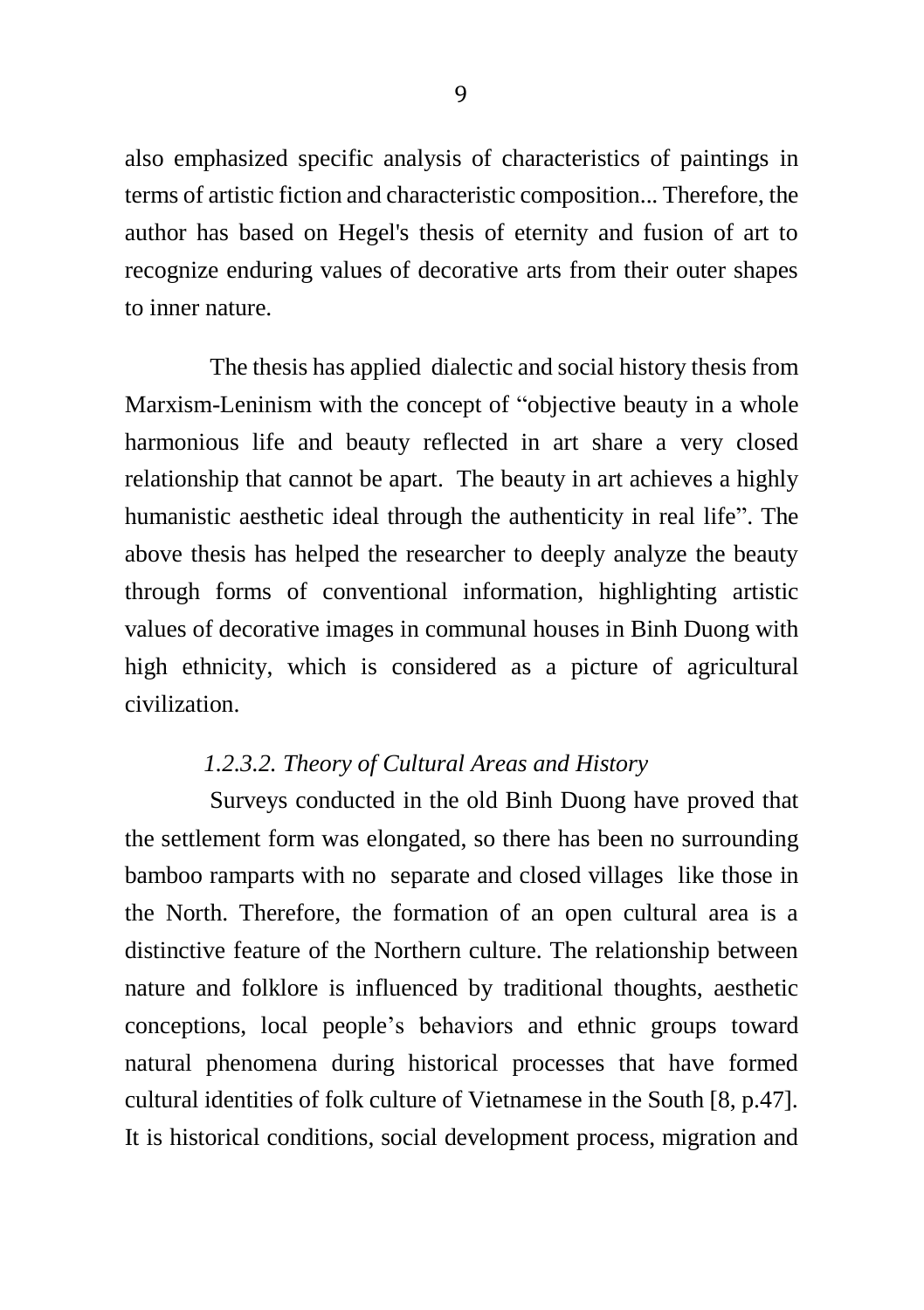also emphasized specific analysis of characteristics of paintings in terms of artistic fiction and characteristic composition... Therefore, the author has based on Hegel's thesis of eternity and fusion of art to recognize enduring values of decorative arts from their outer shapes to inner nature.

The thesis has applied dialectic and social history thesis from Marxism-Leninism with the concept of "objective beauty in a whole harmonious life and beauty reflected in art share a very closed relationship that cannot be apart. The beauty in art achieves a highly humanistic aesthetic ideal through the authenticity in real life". The above thesis has helped the researcher to deeply analyze the beauty through forms of conventional information, highlighting artistic values of decorative images in communal houses in Binh Duong with high ethnicity, which is considered as a picture of agricultural civilization.

*1.2.3.2. Theory of Cultural Areas and History*

Surveys conducted in the old Binh Duong have proved that the settlement form was elongated, so there has been no surrounding bamboo ramparts with no separate and closed villages like those in the North. Therefore, the formation of an open cultural area is a distinctive feature of the Northern culture. The relationship between nature and folklore is influenced by traditional thoughts, aesthetic conceptions, local people's behaviors and ethnic groups toward natural phenomena during historical processes that have formed cultural identities of folk culture of Vietnamese in the South [8, p.47]. It is historical conditions, social development process, migration and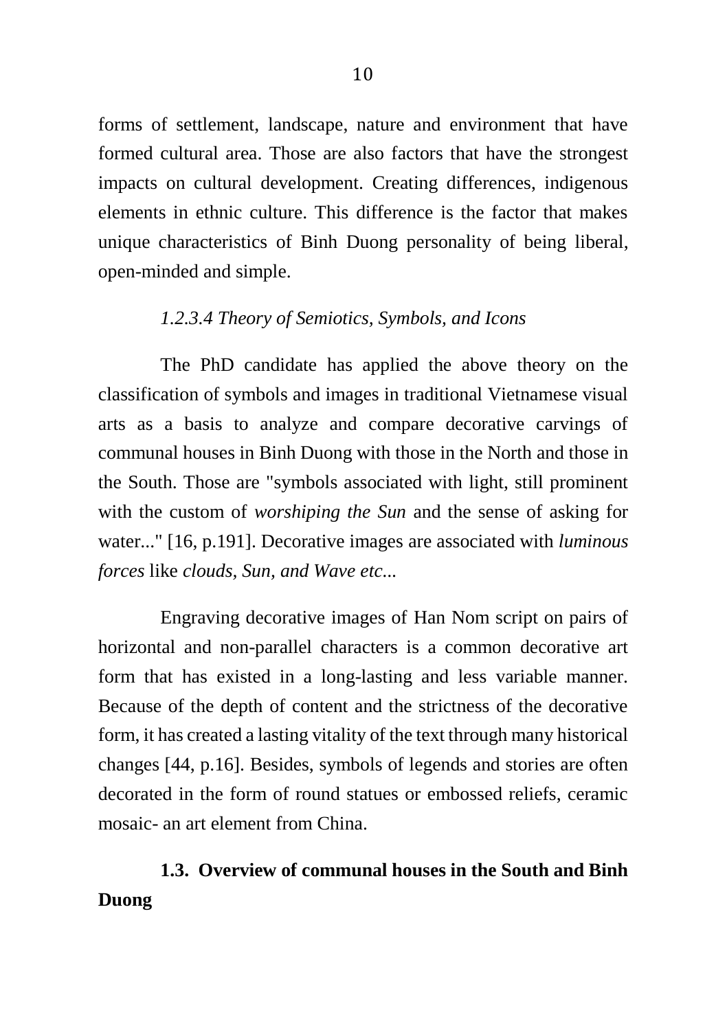forms of settlement, landscape, nature and environment that have formed cultural area. Those are also factors that have the strongest impacts on cultural development. Creating differences, indigenous elements in ethnic culture. This difference is the factor that makes unique characteristics of Binh Duong personality of being liberal, open-minded and simple.

#### *1.2.3.4 Theory of Semiotics, Symbols, and Icons*

The PhD candidate has applied the above theory on the classification of symbols and images in traditional Vietnamese visual arts as a basis to analyze and compare decorative carvings of communal houses in Binh Duong with those in the North and those in the South. Those are "symbols associated with light, still prominent with the custom of *worshiping the Sun* and the sense of asking for water..." [16, p.191]. Decorative images are associated with *luminous forces* like *clouds, Sun, and Wave etc...*

Engraving decorative images of Han Nom script on pairs of horizontal and non-parallel characters is a common decorative art form that has existed in a long-lasting and less variable manner. Because of the depth of content and the strictness of the decorative form, it has created a lasting vitality of the text through many historical changes [44, p.16]. Besides, symbols of legends and stories are often decorated in the form of round statues or embossed reliefs, ceramic mosaic- an art element from China.

## 1.3. Overview of communal houses in the South and Binh Duong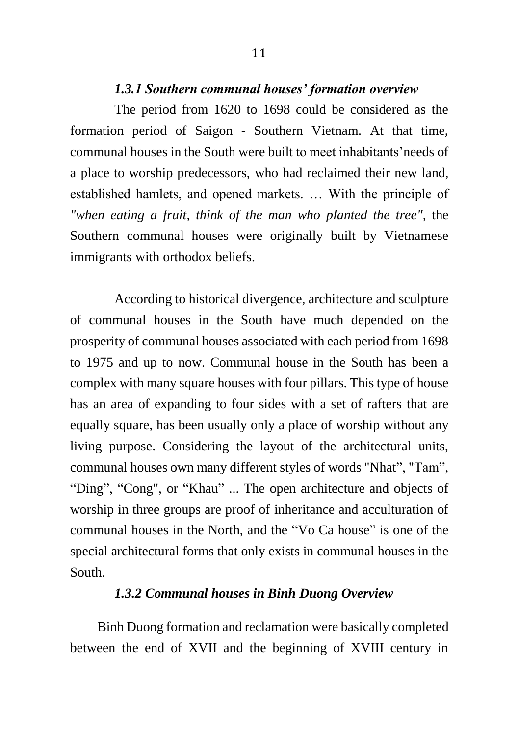### *1.3.1 Southern communal houses' formation overview*

The period from 1620 to 1698 could be considered as the formation period of Saigon - Southern Vietnam. At that time, communal houses in the South were built to meet inhabitants'needs of a place to worship predecessors, who had reclaimed their new land, established hamlets, and opened markets. … With the principle of *"when eating a fruit, think of the man who planted the tree",* the Southern communal houses were originally built by Vietnamese immigrants with orthodox beliefs.

According to historical divergence, architecture and sculpture of communal houses in the South have much depended on the prosperity of communal houses associated with each period from 1698 to 1975 and up to now. Communal house in the South has been a complex with many square houses with four pillars. This type of house has an area of expanding to four sides with a set of rafters that are equally square, has been usually only a place of worship without any living purpose. Considering the layout of the architectural units, communal houses own many different styles of words "Nhat", "Tam", "Ding", "Cong", or "Khau" ... The open architecture and objects of worship in three groups are proof of inheritance and acculturation of communal houses in the North, and the "Vo Ca house" is one of the special architectural forms that only exists in communal houses in the South.

### *1.3.2 Communal houses in Binh Duong Overview*

Binh Duong formation and reclamation were basically completed between the end of XVII and the beginning of XVIII century in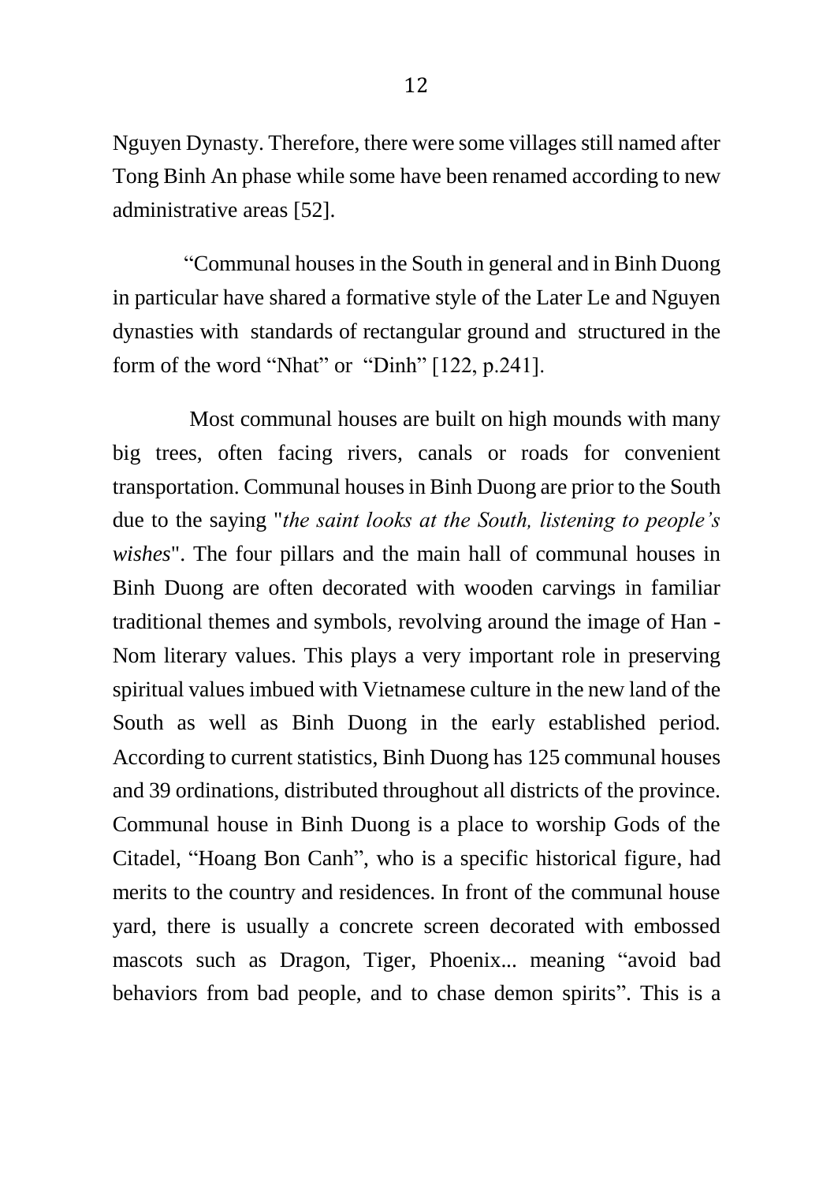Nguyen Dynasty. Therefore, there were some villages still named after Tong Binh An phase while some have been renamed according to new administrative areas [52].

"Communal houses in the South in general and in Binh Duong in particular have shared a formative style of the Later Le and Nguyen dynasties with standards of rectangular ground and structured in the form of the word "Nhat" or "Dinh" [122, p.241].

Most communal houses are built on high mounds with many big trees, often facing rivers, canals or roads for convenient transportation. Communal houses in Binh Duong are prior to the South due to the saying "*the saint looks at the South, listening to people's wishes*". The four pillars and the main hall of communal houses in Binh Duong are often decorated with wooden carvings in familiar traditional themes and symbols, revolving around the image of Han - Nom literary values. This plays a very important role in preserving spiritual values imbued with Vietnamese culture in the new land of the South as well as Binh Duong in the early established period. According to current statistics, Binh Duong has 125 communal houses and 39 ordinations, distributed throughout all districts of the province. Communal house in Binh Duong is a place to worship Gods of the Citadel, "Hoang Bon Canh", who is a specific historical figure, had merits to the country and residences. In front of the communal house yard, there is usually a concrete screen decorated with embossed mascots such as Dragon, Tiger, Phoenix... meaning "avoid bad behaviors from bad people, and to chase demon spirits". This is a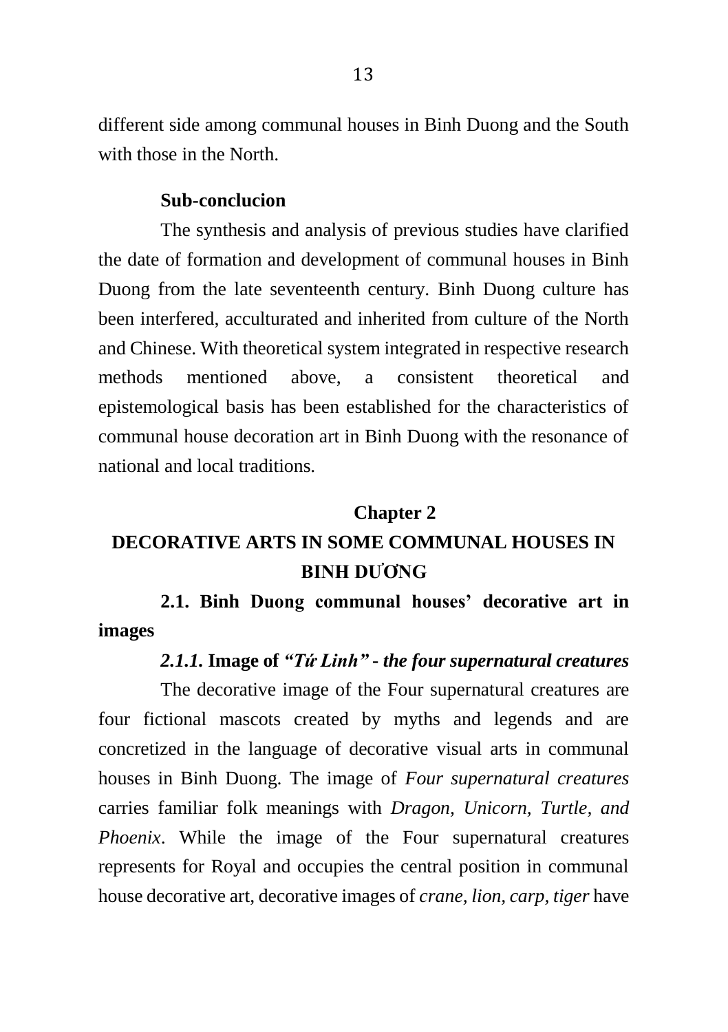different side among communal houses in Binh Duong and the South with those in the North.

**Sub-conclucion**

The synthesis and analysis of previous studies have clarified the date of formation and development of communal houses in Binh Duong from the late seventeenth century. Binh Duong culture has been interfered, acculturated and inherited from culture of the North and Chinese. With theoretical system integrated in respective research methods mentioned above, a consistent theoretical and epistemological basis has been established for the characteristics of communal house decoration art in Binh Duong with the resonance of national and local traditions.

# Chapter 2
# DECORATIVE ARTS IN SOME COMMUNAL HOUSES IN BINH DƯƠNG

## 2.1. Binh Duong communal houses' decorative art in images

### *2.1.1.* Image of *"Tứ Linh" - the four supernatural creatures*

The decorative image of the Four supernatural creatures are four fictional mascots created by myths and legends and are concretized in the language of decorative visual arts in communal houses in Binh Duong. The image of *Four supernatural creatures* carries familiar folk meanings with *Dragon, Unicorn, Turtle, and Phoenix*. While the image of the Four supernatural creatures represents for Royal and occupies the central position in communal house decorative art, decorative images of *crane, lion, carp, tiger* have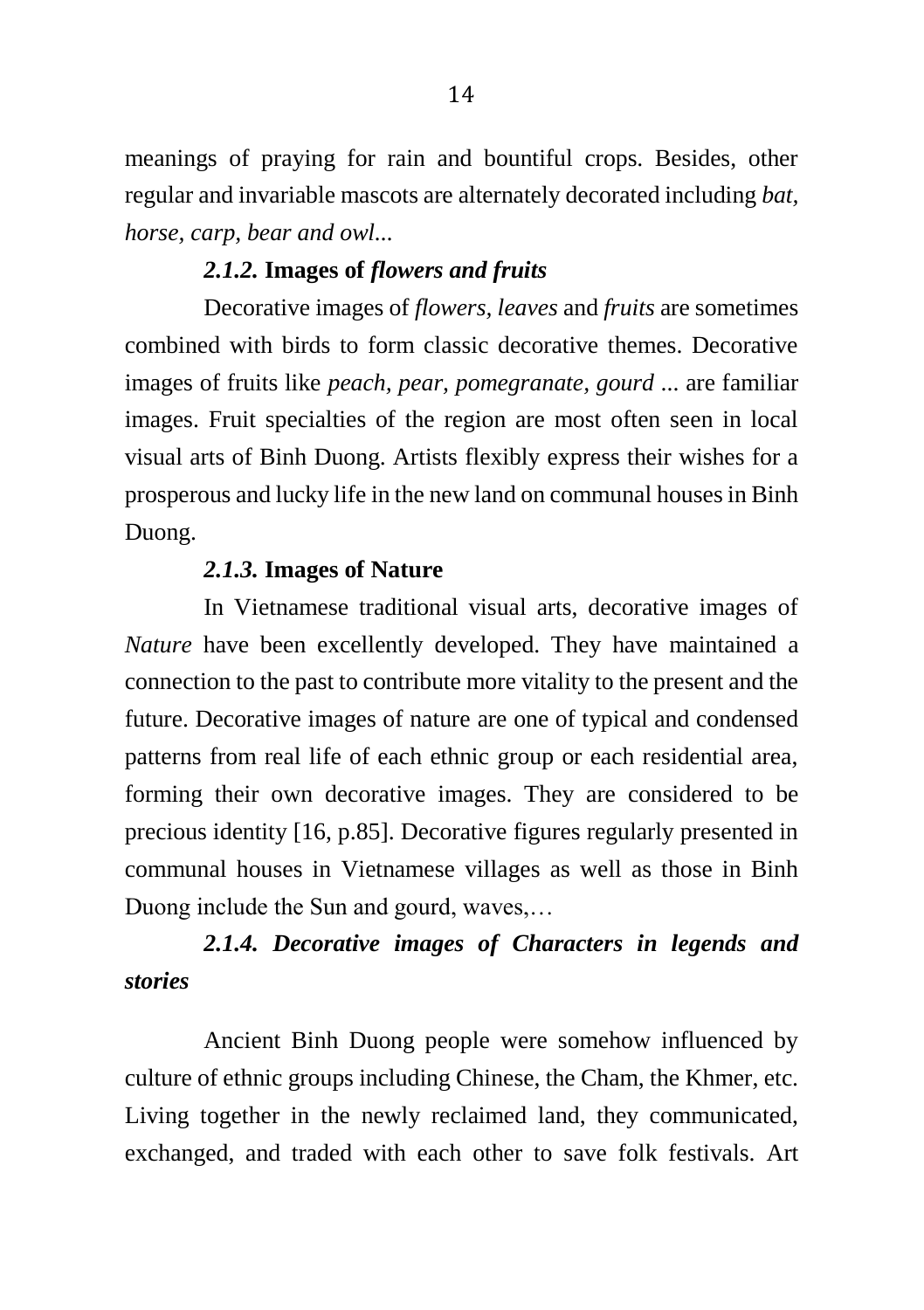meanings of praying for rain and bountiful crops. Besides, other regular and invariable mascots are alternately decorated including *bat, horse, carp, bear and owl...*

### *2.1.2.* Images of *flowers and fruits*

Decorative images of *flowers, leaves* and *fruits* are sometimes combined with birds to form classic decorative themes. Decorative images of fruits like *peach, pear, pomegranate, gourd ...* are familiar images. Fruit specialties of the region are most often seen in local visual arts of Binh Duong. Artists flexibly express their wishes for a prosperous and lucky life in the new land on communal houses in Binh Duong.

### *2.1.3.* Images of Nature

In Vietnamese traditional visual arts, decorative images of *Nature* have been excellently developed. They have maintained a connection to the past to contribute more vitality to the present and the future. Decorative images of nature are one of typical and condensed patterns from real life of each ethnic group or each residential area, forming their own decorative images. They are considered to be precious identity [16, p.85]. Decorative figures regularly presented in communal houses in Vietnamese villages as well as those in Binh Duong include the Sun and gourd, waves,…

### *2.1.4. Decorative images of Characters in legends and stories*

Ancient Binh Duong people were somehow influenced by culture of ethnic groups including Chinese, the Cham, the Khmer, etc. Living together in the newly reclaimed land, they communicated, exchanged, and traded with each other to save folk festivals. Art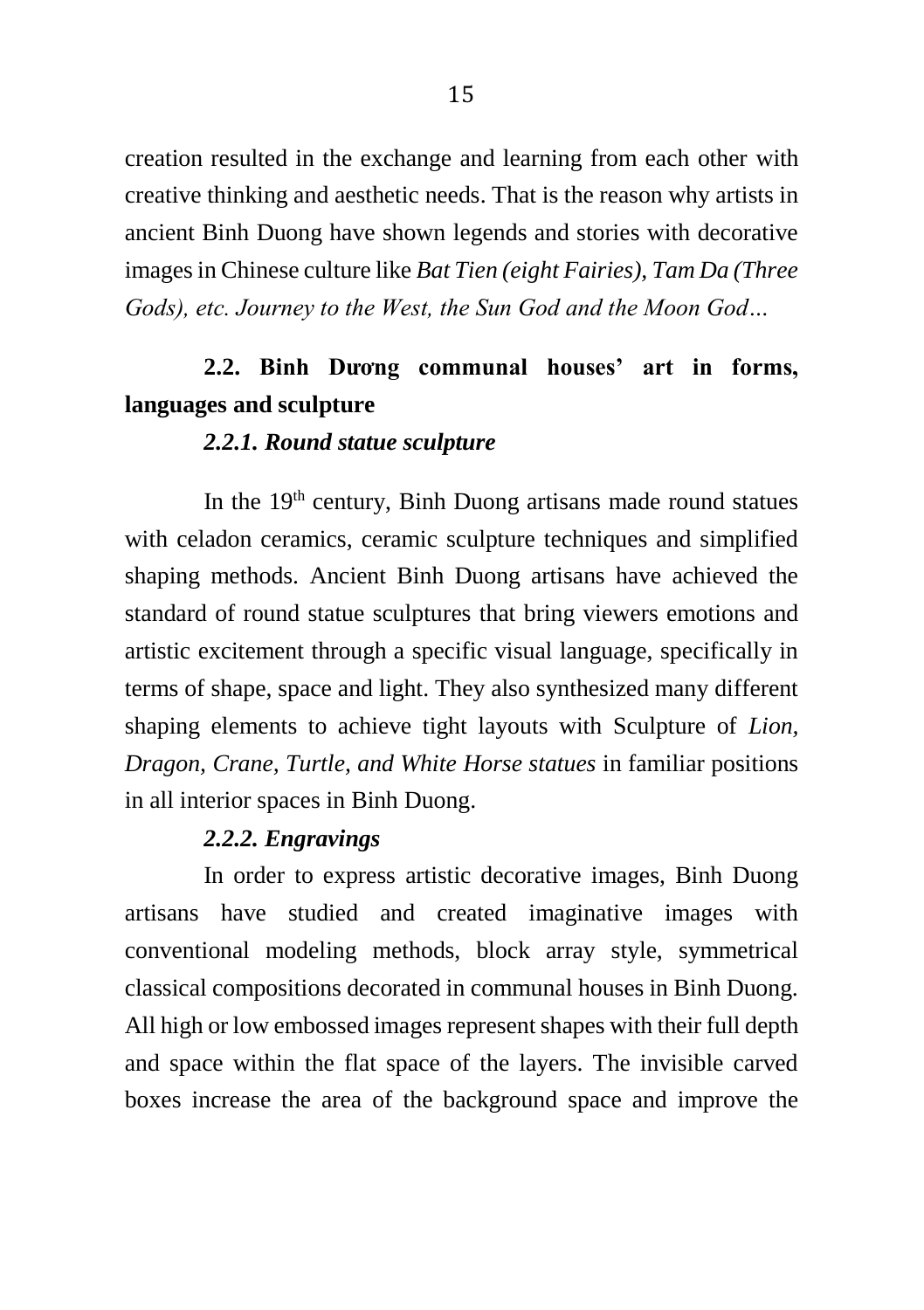creation resulted in the exchange and learning from each other with creative thinking and aesthetic needs. That is the reason why artists in ancient Binh Duong have shown legends and stories with decorative images in Chinese culture like *Bat Tien (eight Fairies), Tam Da (Three Gods), etc. Journey to the West, the Sun God and the Moon God…*

## 2.2. Binh Dương communal houses' art in forms, languages and sculpture

### *2.2.1. Round statue sculpture*

In the 19th century, Binh Duong artisans made round statues with celadon ceramics, ceramic sculpture techniques and simplified shaping methods. Ancient Binh Duong artisans have achieved the standard of round statue sculptures that bring viewers emotions and artistic excitement through a specific visual language, specifically in terms of shape, space and light. They also synthesized many different shaping elements to achieve tight layouts with Sculpture of *Lion, Dragon, Crane, Turtle, and White Horse statues* in familiar positions in all interior spaces in Binh Duong.

### *2.2.2. Engravings*

In order to express artistic decorative images, Binh Duong artisans have studied and created imaginative images with conventional modeling methods, block array style, symmetrical classical compositions decorated in communal houses in Binh Duong. All high or low embossed images represent shapes with their full depth and space within the flat space of the layers. The invisible carved boxes increase the area of the background space and improve the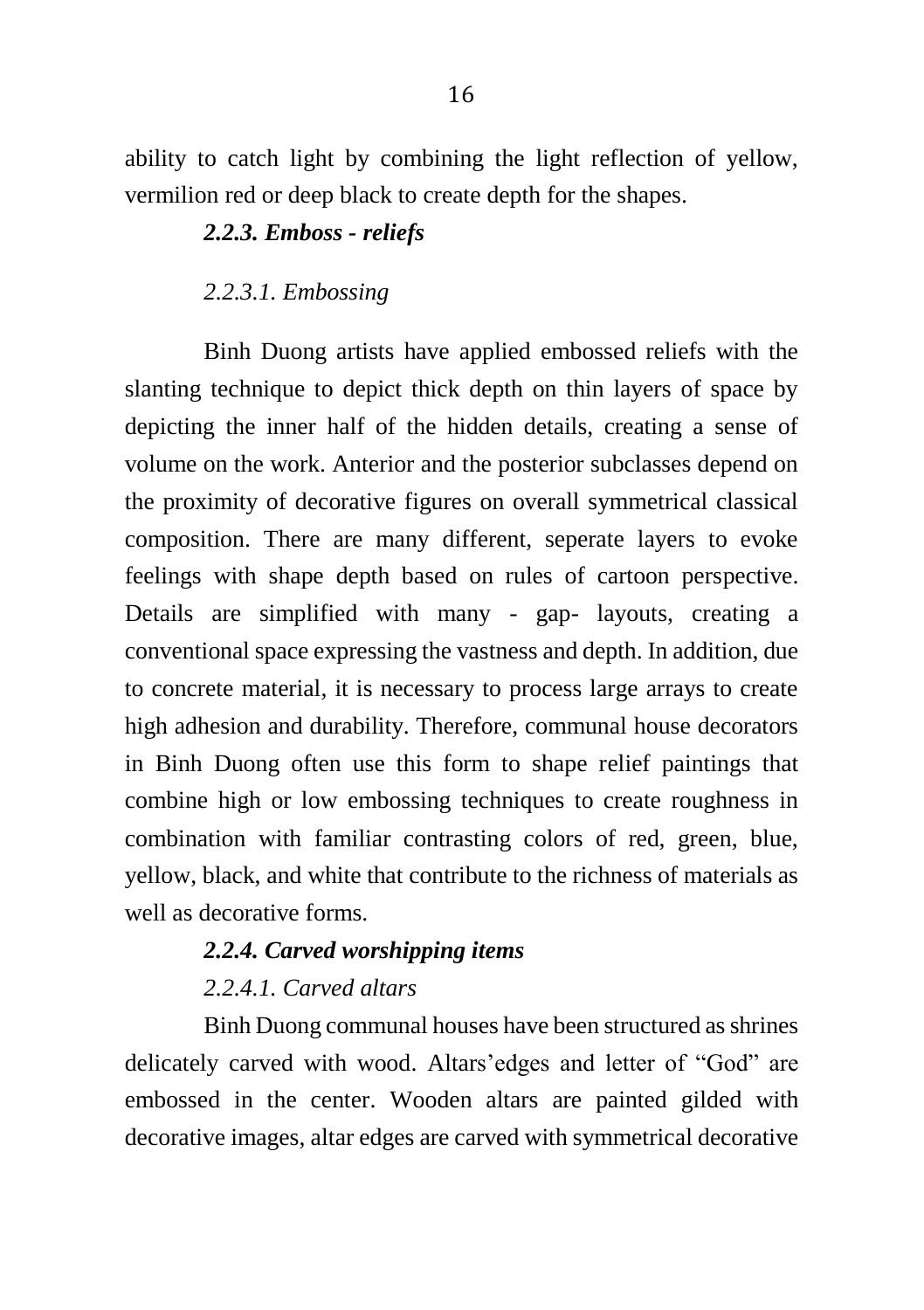ability to catch light by combining the light reflection of yellow, vermilion red or deep black to create depth for the shapes.

### *2.2.3. Emboss - reliefs*

#### *2.2.3.1. Embossing*

Binh Duong artists have applied embossed reliefs with the slanting technique to depict thick depth on thin layers of space by depicting the inner half of the hidden details, creating a sense of volume on the work. Anterior and the posterior subclasses depend on the proximity of decorative figures on overall symmetrical classical composition. There are many different, seperate layers to evoke feelings with shape depth based on rules of cartoon perspective. Details are simplified with many - gap- layouts, creating a conventional space expressing the vastness and depth. In addition, due to concrete material, it is necessary to process large arrays to create high adhesion and durability. Therefore, communal house decorators in Binh Duong often use this form to shape relief paintings that combine high or low embossing techniques to create roughness in combination with familiar contrasting colors of red, green, blue, yellow, black, and white that contribute to the richness of materials as well as decorative forms.

### *2.2.4. Carved worshipping items*

#### *2.2.4.1. Carved altars*

Binh Duong communal houses have been structured as shrines delicately carved with wood. Altars'edges and letter of "God" are embossed in the center. Wooden altars are painted gilded with decorative images, altar edges are carved with symmetrical decorative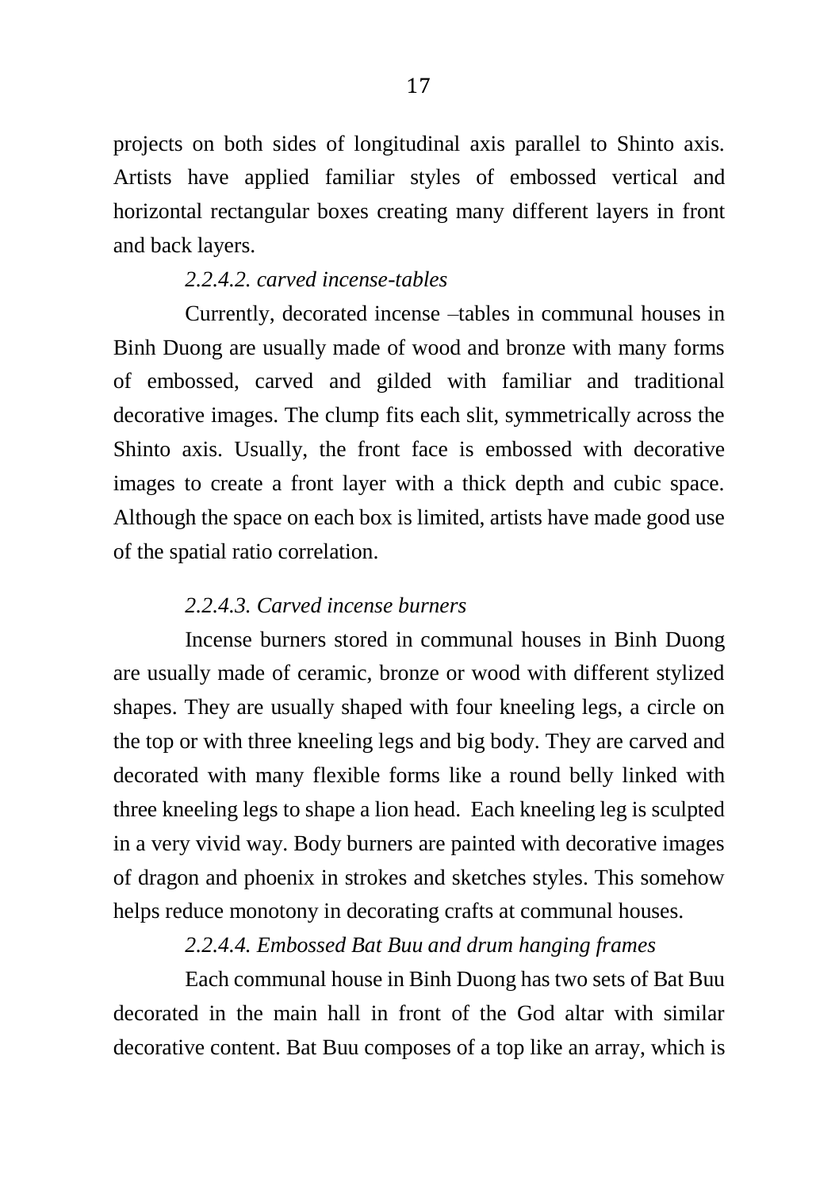projects on both sides of longitudinal axis parallel to Shinto axis. Artists have applied familiar styles of embossed vertical and horizontal rectangular boxes creating many different layers in front and back layers.

##### *2.2.4.2. carved incense-tables*

Currently, decorated incense –tables in communal houses in Binh Duong are usually made of wood and bronze with many forms of embossed, carved and gilded with familiar and traditional decorative images. The clump fits each slit, symmetrically across the Shinto axis. Usually, the front face is embossed with decorative images to create a front layer with a thick depth and cubic space. Although the space on each box is limited, artists have made good use of the spatial ratio correlation.

##### *2.2.4.3. Carved incense burners*

Incense burners stored in communal houses in Binh Duong are usually made of ceramic, bronze or wood with different stylized shapes. They are usually shaped with four kneeling legs, a circle on the top or with three kneeling legs and big body. They are carved and decorated with many flexible forms like a round belly linked with three kneeling legs to shape a lion head. Each kneeling leg is sculpted in a very vivid way. Body burners are painted with decorative images of dragon and phoenix in strokes and sketches styles. This somehow helps reduce monotony in decorating crafts at communal houses.

##### *2.2.4.4. Embossed Bat Buu and drum hanging frames*

Each communal house in Binh Duong has two sets of Bat Buu decorated in the main hall in front of the God altar with similar decorative content. Bat Buu composes of a top like an array, which is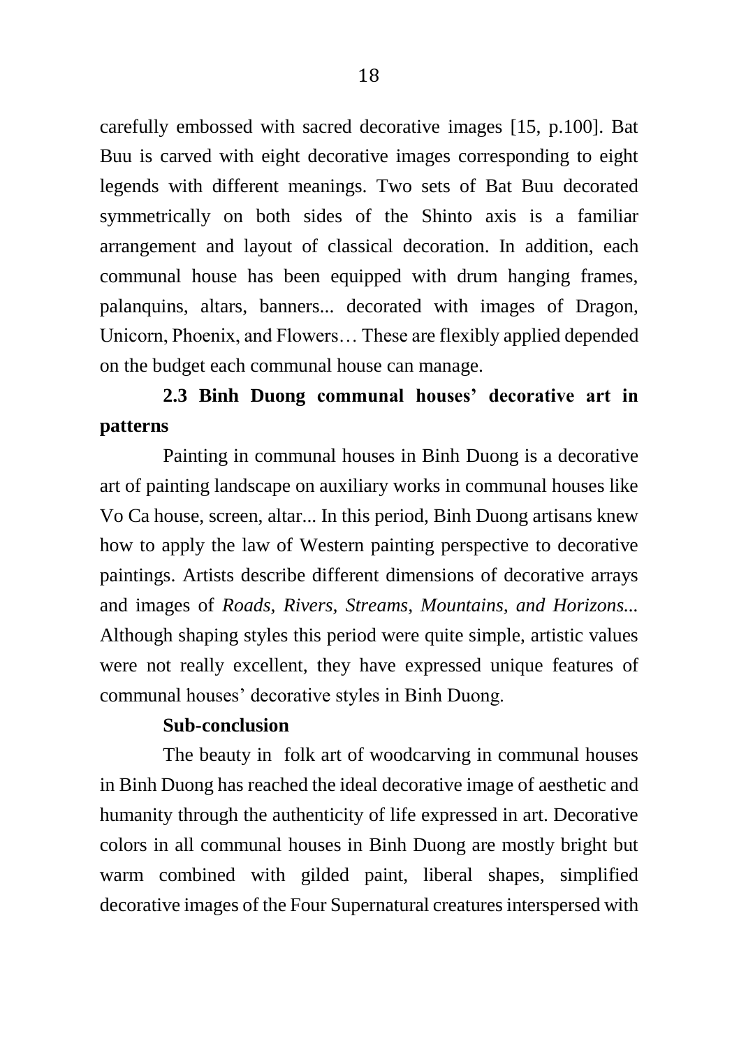carefully embossed with sacred decorative images [15, p.100]. Bat Buu is carved with eight decorative images corresponding to eight legends with different meanings. Two sets of Bat Buu decorated symmetrically on both sides of the Shinto axis is a familiar arrangement and layout of classical decoration. In addition, each communal house has been equipped with drum hanging frames, palanquins, altars, banners... decorated with images of Dragon, Unicorn, Phoenix, and Flowers… These are flexibly applied depended on the budget each communal house can manage.

### 2.3 Binh Duong communal houses' decorative art in patterns

Painting in communal houses in Binh Duong is a decorative art of painting landscape on auxiliary works in communal houses like Vo Ca house, screen, altar... In this period, Binh Duong artisans knew how to apply the law of Western painting perspective to decorative paintings. Artists describe different dimensions of decorative arrays and images of *Roads, Rivers, Streams, Mountains, and Horizons...* Although shaping styles this period were quite simple, artistic values were not really excellent, they have expressed unique features of communal houses' decorative styles in Binh Duong.

**Sub-conclusion**

The beauty in folk art of woodcarving in communal houses in Binh Duong has reached the ideal decorative image of aesthetic and humanity through the authenticity of life expressed in art. Decorative colors in all communal houses in Binh Duong are mostly bright but warm combined with gilded paint, liberal shapes, simplified decorative images of the Four Supernatural creatures interspersed with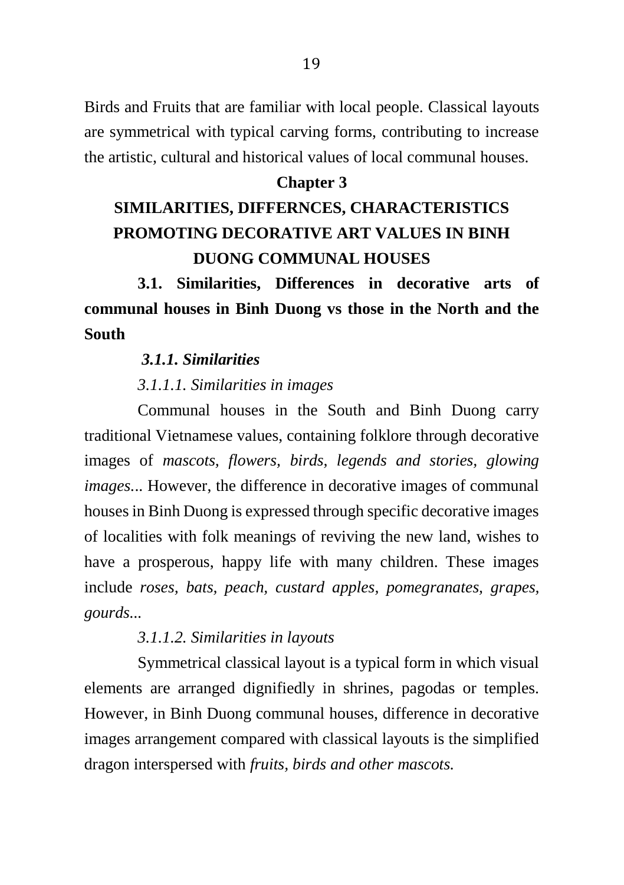Birds and Fruits that are familiar with local people. Classical layouts are symmetrical with typical carving forms, contributing to increase the artistic, cultural and historical values of local communal houses.

# Chapter 3

# SIMILARITIES, DIFFERNCES, CHARACTERISTICS PROMOTING DECORATIVE ART VALUES IN BINH DUONG COMMUNAL HOUSES

## 3.1. Similarities, Differences in decorative arts of communal houses in Binh Duong vs those in the North and the South

### *3.1.1. Similarities*

#### *3.1.1.1. Similarities in images*

Communal houses in the South and Binh Duong carry traditional Vietnamese values, containing folklore through decorative images of *mascots, flowers, birds, legends and stories, glowing images...* However, the difference in decorative images of communal houses in Binh Duong is expressed through specific decorative images of localities with folk meanings of reviving the new land, wishes to have a prosperous, happy life with many children. These images include *roses, bats, peach, custard apples, pomegranates, grapes, gourds...*

#### *3.1.1.2. Similarities in layouts*

Symmetrical classical layout is a typical form in which visual elements are arranged dignifiedly in shrines, pagodas or temples. However, in Binh Duong communal houses, difference in decorative images arrangement compared with classical layouts is the simplified dragon interspersed with *fruits, birds and other mascots.*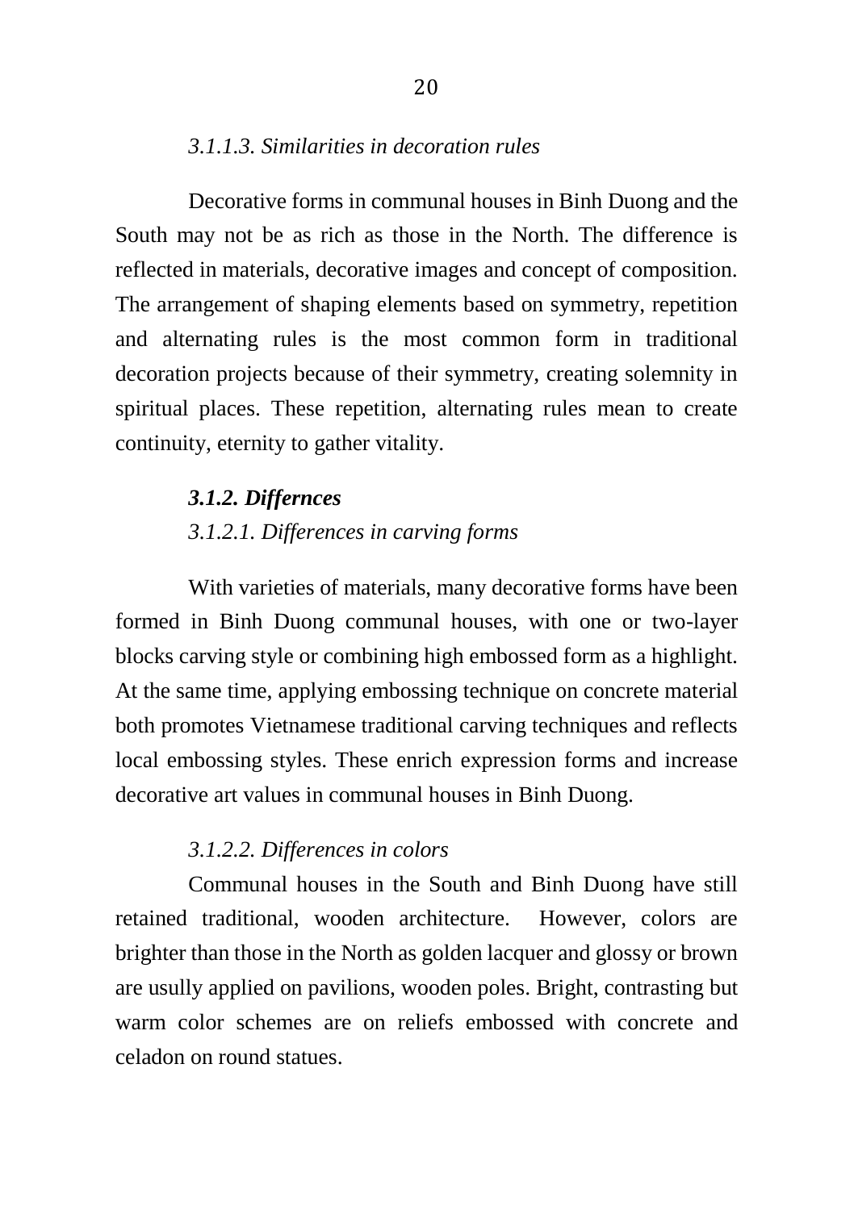*3.1.1.3. Similarities in decoration rules*

Decorative forms in communal houses in Binh Duong and the South may not be as rich as those in the North. The difference is reflected in materials, decorative images and concept of composition. The arrangement of shaping elements based on symmetry, repetition and alternating rules is the most common form in traditional decoration projects because of their symmetry, creating solemnity in spiritual places. These repetition, alternating rules mean to create continuity, eternity to gather vitality.

***3.1.2. Differnces***

*3.1.2.1. Differences in carving forms*

With varieties of materials, many decorative forms have been formed in Binh Duong communal houses, with one or two-layer blocks carving style or combining high embossed form as a highlight. At the same time, applying embossing technique on concrete material both promotes Vietnamese traditional carving techniques and reflects local embossing styles. These enrich expression forms and increase decorative art values in communal houses in Binh Duong.

*3.1.2.2. Differences in colors*

Communal houses in the South and Binh Duong have still retained traditional, wooden architecture. However, colors are brighter than those in the North as golden lacquer and glossy or brown are usully applied on pavilions, wooden poles. Bright, contrasting but warm color schemes are on reliefs embossed with concrete and celadon on round statues.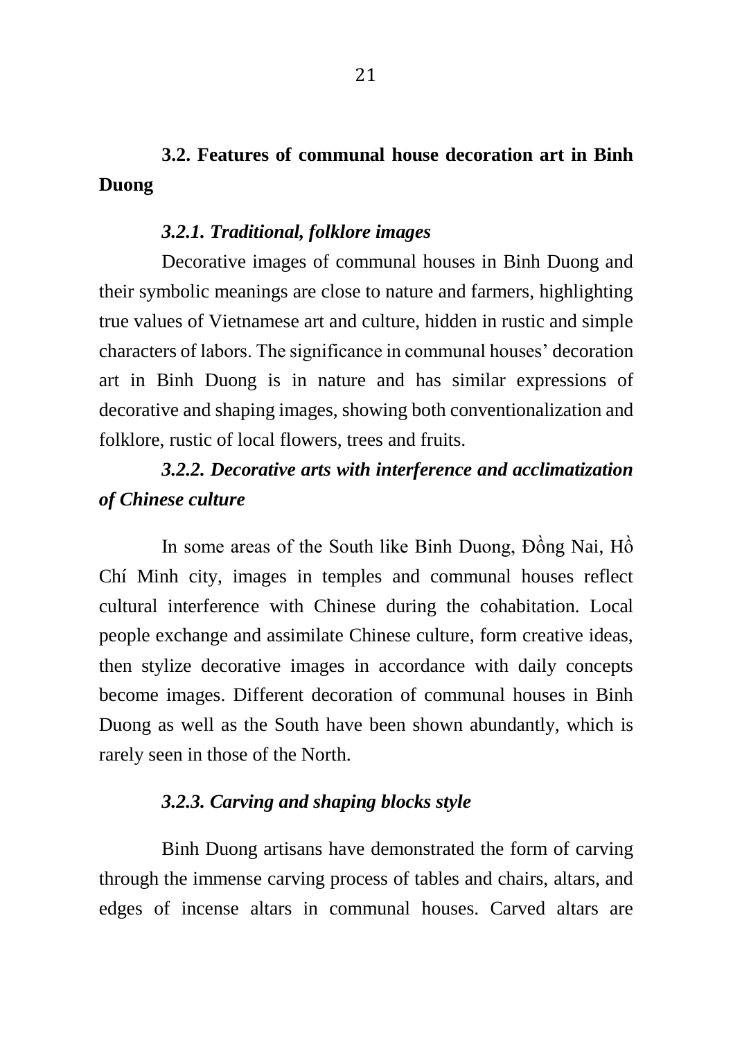## 3.2. Features of communal house decoration art in Binh Duong

### *3.2.1. Traditional, folklore images*

Decorative images of communal houses in Binh Duong and their symbolic meanings are close to nature and farmers, highlighting true values of Vietnamese art and culture, hidden in rustic and simple characters of labors. The significance in communal houses' decoration art in Binh Duong is in nature and has similar expressions of decorative and shaping images, showing both conventionalization and folklore, rustic of local flowers, trees and fruits.

### *3.2.2. Decorative arts with interference and acclimatization of Chinese culture*

In some areas of the South like Binh Duong, Đồng Nai, Hồ Chí Minh city, images in temples and communal houses reflect cultural interference with Chinese during the cohabitation. Local people exchange and assimilate Chinese culture, form creative ideas, then stylize decorative images in accordance with daily concepts become images. Different decoration of communal houses in Binh Duong as well as the South have been shown abundantly, which is rarely seen in those of the North.

### *3.2.3. Carving and shaping blocks style*

Binh Duong artisans have demonstrated the form of carving through the immense carving process of tables and chairs, altars, and edges of incense altars in communal houses. Carved altars are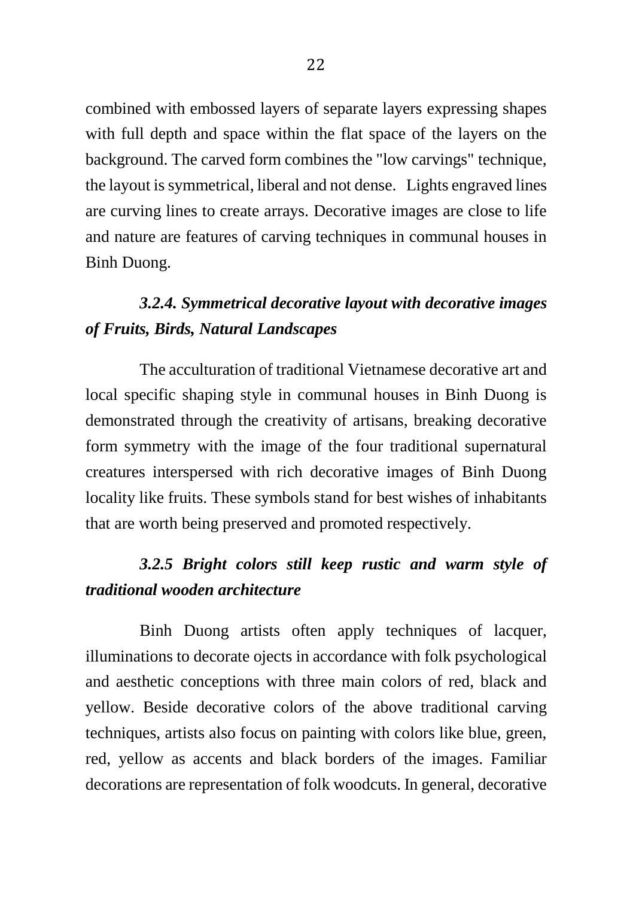combined with embossed layers of separate layers expressing shapes with full depth and space within the flat space of the layers on the background. The carved form combines the "low carvings" technique, the layout is symmetrical, liberal and not dense. Lights engraved lines are curving lines to create arrays. Decorative images are close to life and nature are features of carving techniques in communal houses in Binh Duong.

### *3.2.4. Symmetrical decorative layout with decorative images of Fruits, Birds, Natural Landscapes*

The acculturation of traditional Vietnamese decorative art and local specific shaping style in communal houses in Binh Duong is demonstrated through the creativity of artisans, breaking decorative form symmetry with the image of the four traditional supernatural creatures interspersed with rich decorative images of Binh Duong locality like fruits. These symbols stand for best wishes of inhabitants that are worth being preserved and promoted respectively.

### *3.2.5 Bright colors still keep rustic and warm style of traditional wooden architecture*

Binh Duong artists often apply techniques of lacquer, illuminations to decorate ojects in accordance with folk psychological and aesthetic conceptions with three main colors of red, black and yellow. Beside decorative colors of the above traditional carving techniques, artists also focus on painting with colors like blue, green, red, yellow as accents and black borders of the images. Familiar decorations are representation of folk woodcuts. In general, decorative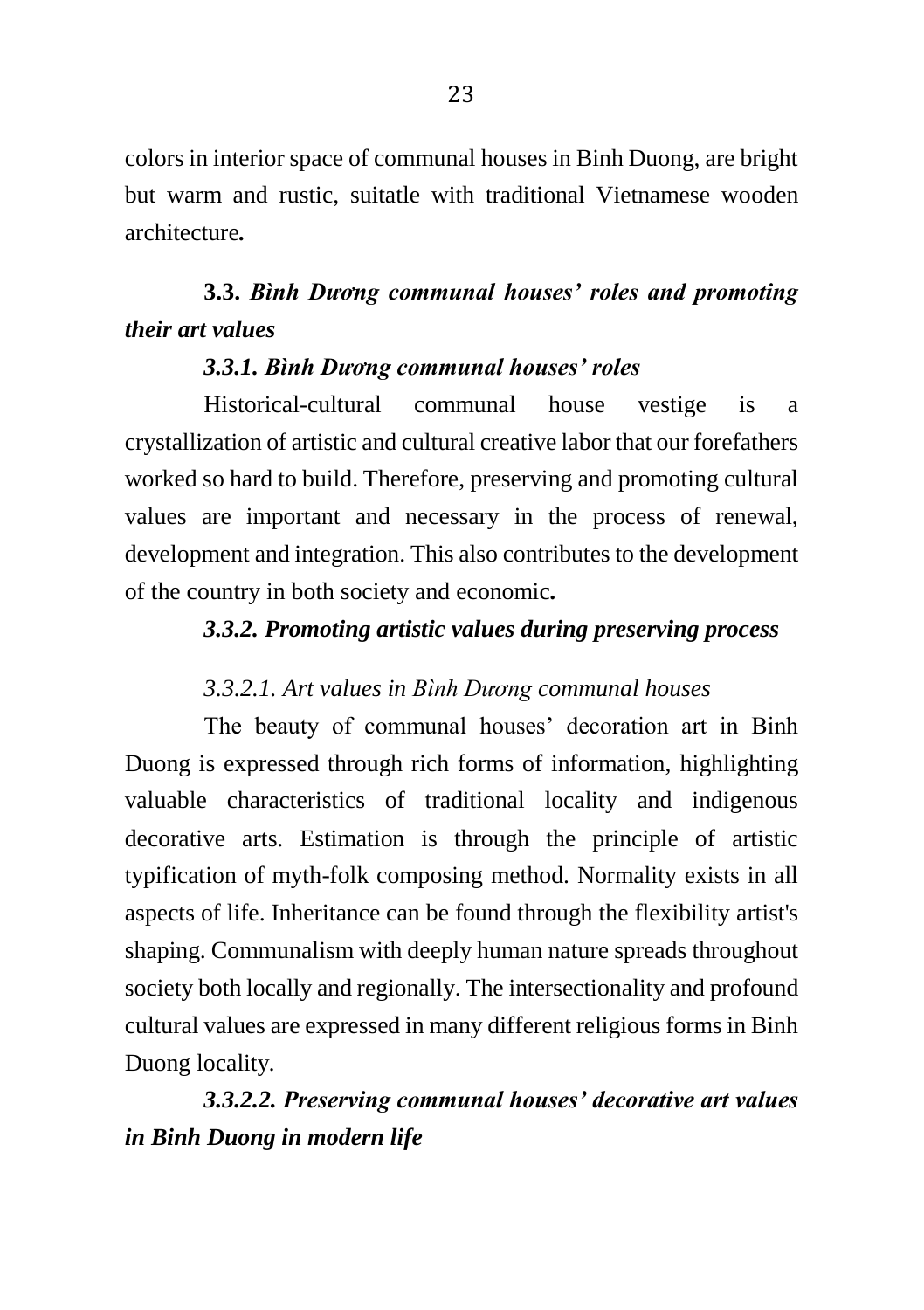colors in interior space of communal houses in Binh Duong, are bright but warm and rustic, suitatle with traditional Vietnamese wooden architecture.

## 3.3. *Bình Dương communal houses' roles and promoting their art values*

### *3.3.1. Bình Dương communal houses' roles*

Historical-cultural communal house vestige is a crystallization of artistic and cultural creative labor that our forefathers worked so hard to build. Therefore, preserving and promoting cultural values are important and necessary in the process of renewal, development and integration. This also contributes to the development of the country in both society and economic.

### *3.3.2. Promoting artistic values during preserving process*

#### *3.3.2.1. Art values in Bình Dương communal houses*

The beauty of communal houses' decoration art in Binh Duong is expressed through rich forms of information, highlighting valuable characteristics of traditional locality and indigenous decorative arts. Estimation is through the principle of artistic typification of myth-folk composing method. Normality exists in all aspects of life. Inheritance can be found through the flexibility artist's shaping. Communalism with deeply human nature spreads throughout society both locally and regionally. The intersectionality and profound cultural values are expressed in many different religious forms in Binh Duong locality.

#### *3.3.2.2. Preserving communal houses' decorative art values in Binh Duong in modern life*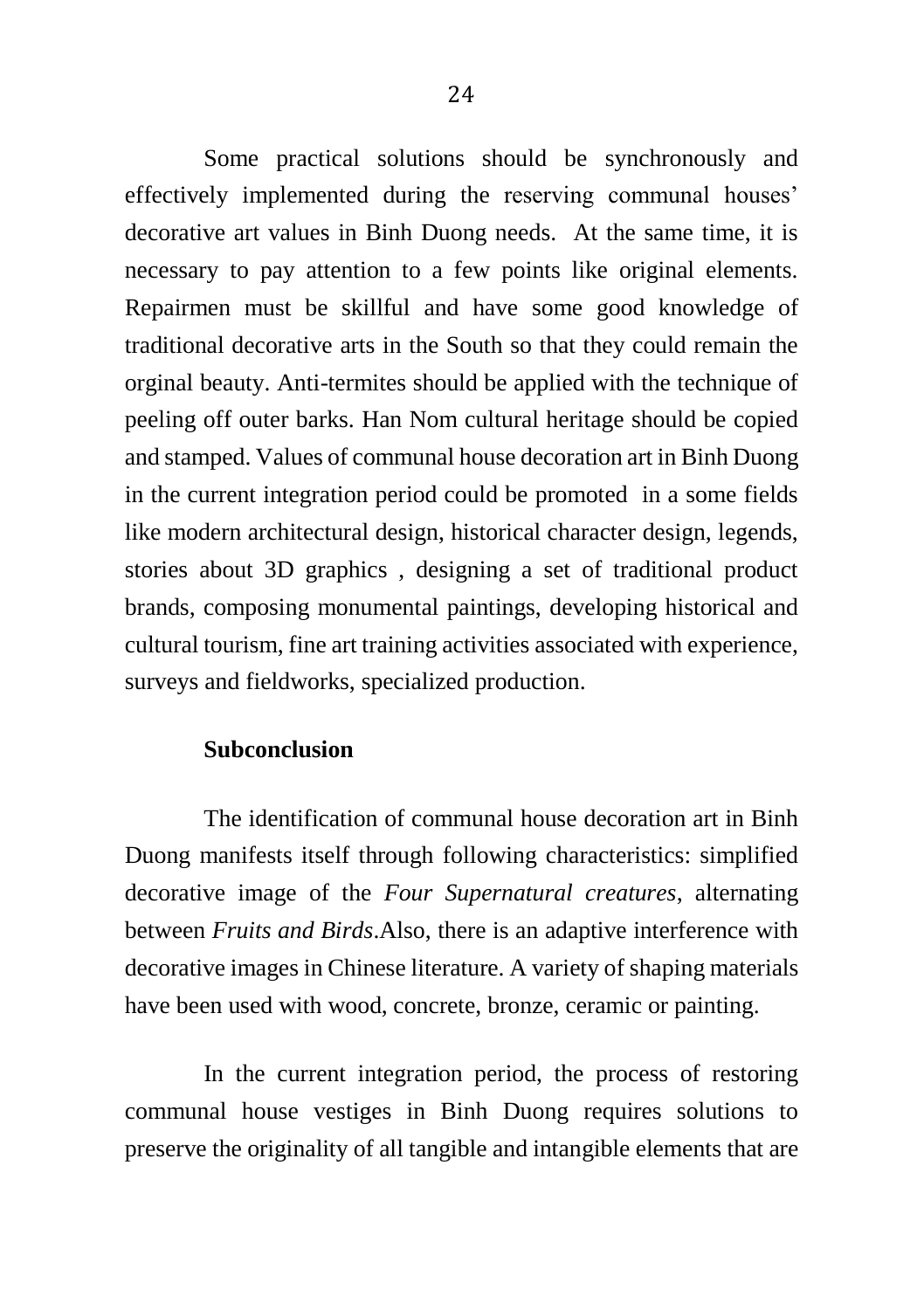Some practical solutions should be synchronously and effectively implemented during the reserving communal houses' decorative art values in Binh Duong needs. At the same time, it is necessary to pay attention to a few points like original elements. Repairmen must be skillful and have some good knowledge of traditional decorative arts in the South so that they could remain the orginal beauty. Anti-termites should be applied with the technique of peeling off outer barks. Han Nom cultural heritage should be copied and stamped. Values of communal house decoration art in Binh Duong in the current integration period could be promoted in a some fields like modern architectural design, historical character design, legends, stories about 3D graphics , designing a set of traditional product brands, composing monumental paintings, developing historical and cultural tourism, fine art training activities associated with experience, surveys and fieldworks, specialized production.

**Subconclusion**

The identification of communal house decoration art in Binh Duong manifests itself through following characteristics: simplified decorative image of the *Four Supernatural creatures*, alternating between *Fruits and Birds*.Also, there is an adaptive interference with decorative images in Chinese literature. A variety of shaping materials have been used with wood, concrete, bronze, ceramic or painting.

In the current integration period, the process of restoring communal house vestiges in Binh Duong requires solutions to preserve the originality of all tangible and intangible elements that are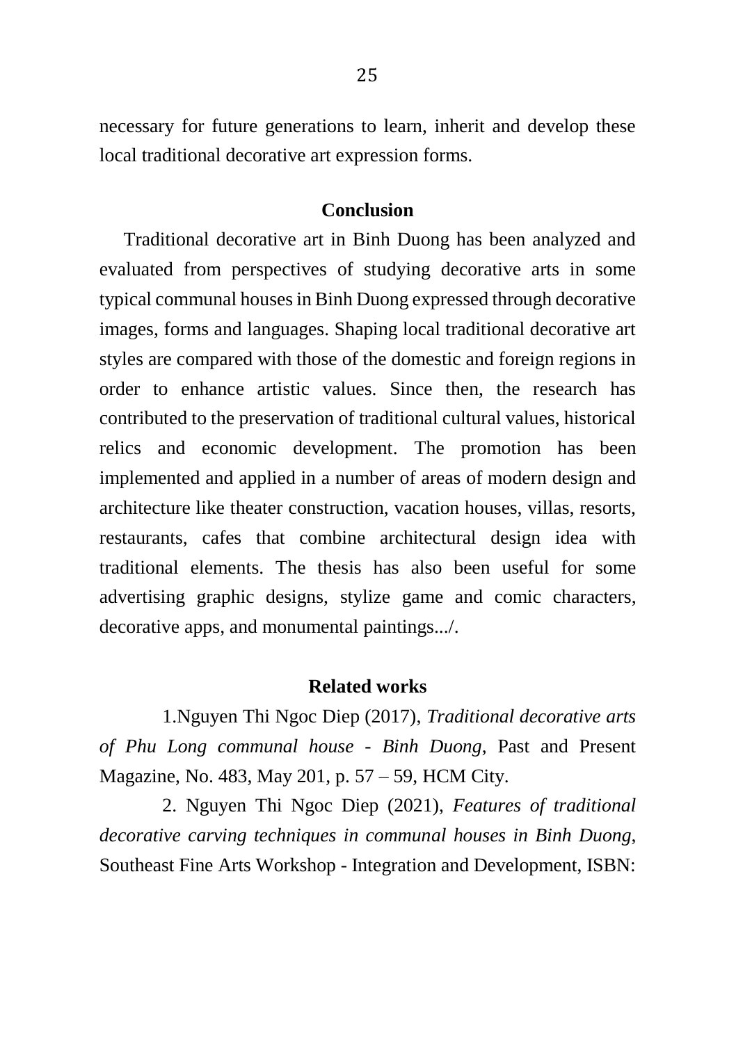necessary for future generations to learn, inherit and develop these local traditional decorative art expression forms.

## Conclusion

Traditional decorative art in Binh Duong has been analyzed and evaluated from perspectives of studying decorative arts in some typical communal houses in Binh Duong expressed through decorative images, forms and languages. Shaping local traditional decorative art styles are compared with those of the domestic and foreign regions in order to enhance artistic values. Since then, the research has contributed to the preservation of traditional cultural values, historical relics and economic development. The promotion has been implemented and applied in a number of areas of modern design and architecture like theater construction, vacation houses, villas, resorts, restaurants, cafes that combine architectural design idea with traditional elements. The thesis has also been useful for some advertising graphic designs, stylize game and comic characters, decorative apps, and monumental paintings.../.

## Related works

1.Nguyen Thi Ngoc Diep (2017), *Traditional decorative arts of Phu Long communal house - Binh Duong*, Past and Present Magazine, No. 483, May 201, p. 57 – 59, HCM City.

2. Nguyen Thi Ngoc Diep (2021), *Features of traditional decorative carving techniques in communal houses in Binh Duong*, Southeast Fine Arts Workshop - Integration and Development, ISBN: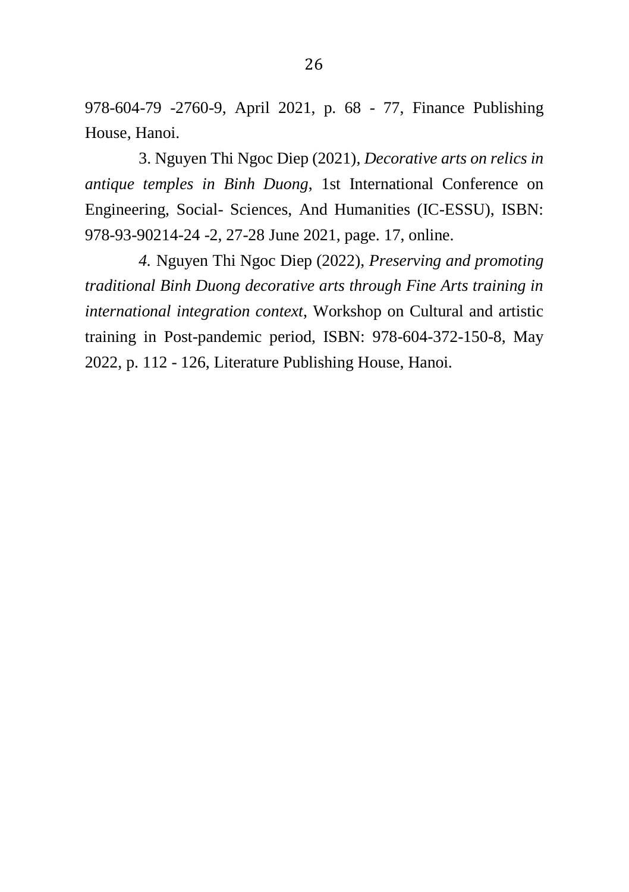978-604-79 -2760-9, April 2021, p. 68 - 77, Finance Publishing House, Hanoi.

3. Nguyen Thi Ngoc Diep (2021), *Decorative arts on relics in antique temples in Binh Duong*, 1st International Conference on Engineering, Social- Sciences, And Humanities (IC-ESSU), ISBN: 978-93-90214-24 -2, 27-28 June 2021, page. 17, online.

*4.* Nguyen Thi Ngoc Diep (2022), *Preserving and promoting traditional Binh Duong decorative arts through Fine Arts training in international integration context,* Workshop on Cultural and artistic training in Post-pandemic period, ISBN: 978-604-372-150-8, May 2022, p. 112 - 126, Literature Publishing House, Hanoi.